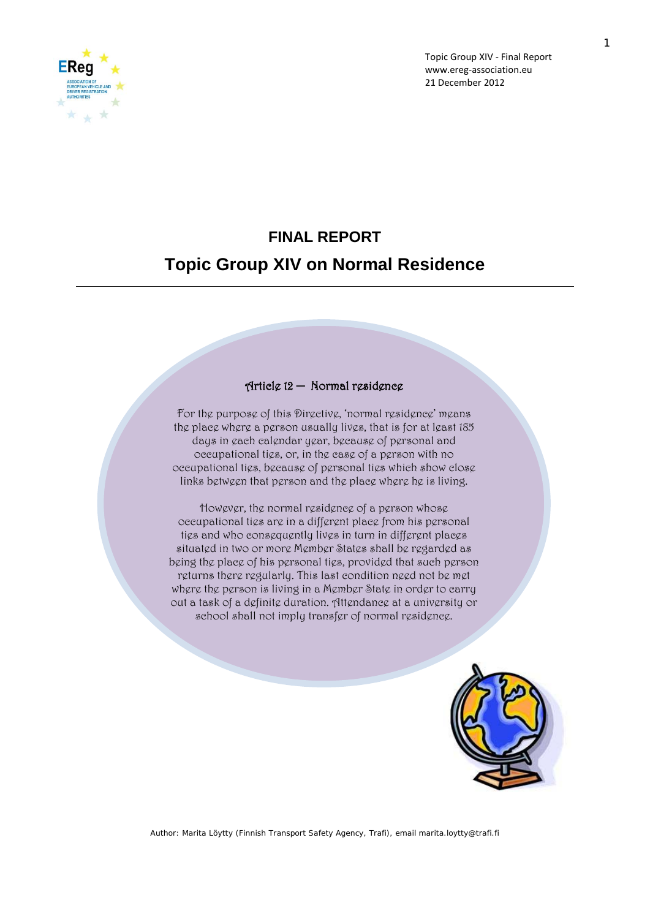# FINAL REPORT

# Topic Group XIV on Normal Residence

**Article 12 — Normal residence**

For the purpose of this Directive, 'normal residence' means the place where a person usually lives, that is for at least 185 days in each calendar year, because of personal and occupational ties, or, in the case of a person with no occupational ties, because of personal ties which show close links between that person and the place where he is living.

However, the normal residence of a person whose occupational ties are in a different place from his personal ties and who consequently lives in turn in different places situated in two or more Member States shall be regarded as being the place of his personal ties, provided that such person returns there regularly. This last condition need not be met where the person is living in a Member State in order to carry out a task of a definite duration. Attendance at a university or school shall not imply transfer of normal residence.

Author: Marita Löytty (Finnish Transport Safety Agency, Trafi), email marita.loytty@trafi.fi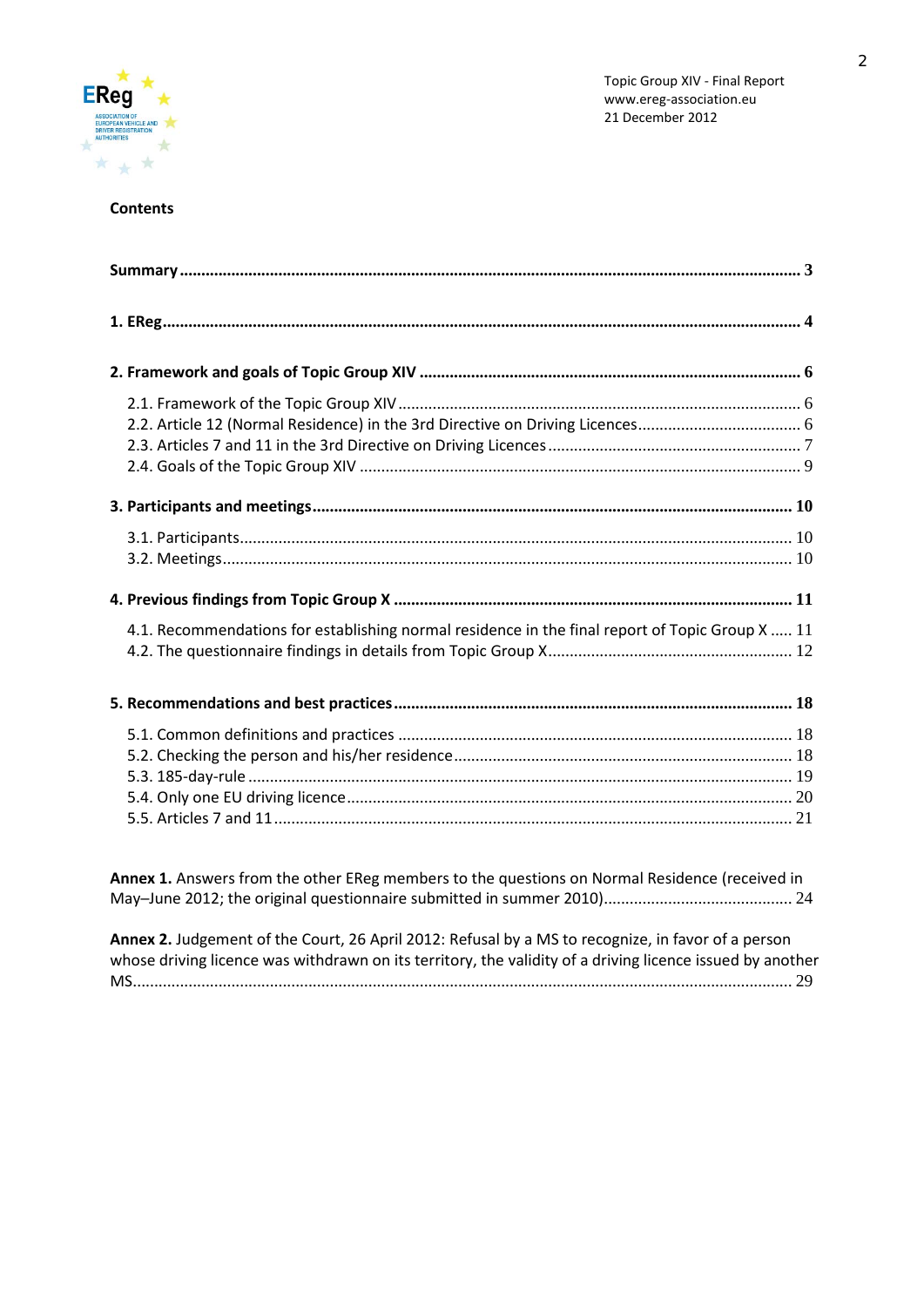## Contents

**Summary** .......... **3**

**1. EReg** .......... **4**

**2. Framework and goals of Topic Group XIV** .......... **6**

- 2.1. Framework of the Topic Group XIV .......... 6
- 2.2. Article 12 (Normal Residence) in the 3rd Directive on Driving Licences .......... 6
- 2.3. Articles 7 and 11 in the 3rd Directive on Driving Licences .......... 7
- 2.4. Goals of the Topic Group XIV .......... 9

**3. Participants and meetings** .......... **10**

- 3.1. Participants .......... 10
- 3.2. Meetings .......... 10

**4. Previous findings from Topic Group X** .......... **11**

- 4.1. Recommendations for establishing normal residence in the final report of Topic Group X .......... 11
- 4.2. The questionnaire findings in details from Topic Group X .......... 12

**5. Recommendations and best practices** .......... **18**

- 5.1. Common definitions and practices .......... 18
- 5.2. Checking the person and his/her residence .......... 18
- 5.3. 185-day-rule .......... 19
- 5.4. Only one EU driving licence .......... 20
- 5.5. Articles 7 and 11 .......... 21

**Annex 1.** Answers from the other EReg members to the questions on Normal Residence (received in May–June 2012; the original questionnaire submitted in summer 2010) .......... 24

**Annex 2.** Judgement of the Court, 26 April 2012: Refusal by a MS to recognize, in favor of a person whose driving licence was withdrawn on its territory, the validity of a driving licence issued by another MS .......... 29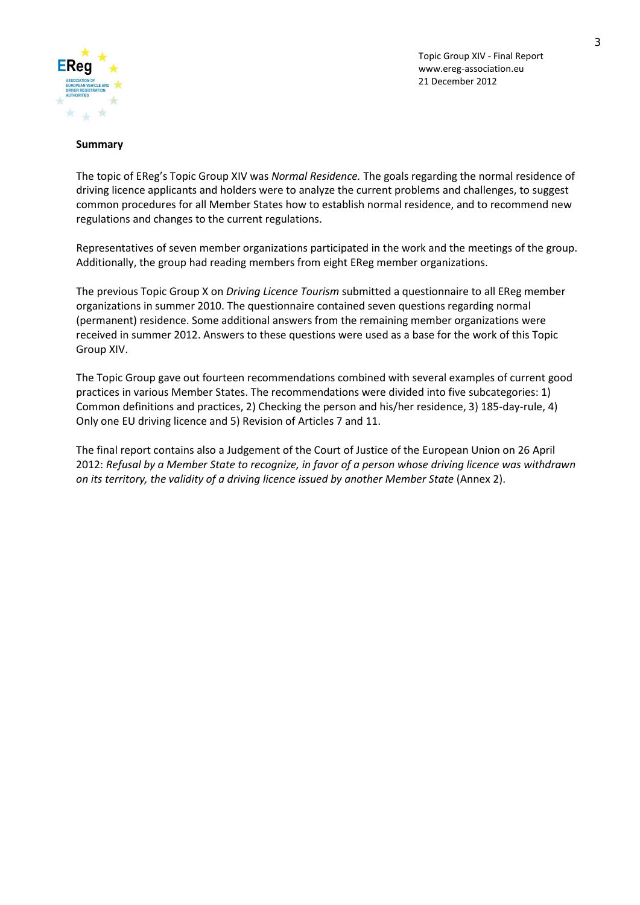**Summary**

The topic of EReg's Topic Group XIV was *Normal Residence.* The goals regarding the normal residence of driving licence applicants and holders were to analyze the current problems and challenges, to suggest common procedures for all Member States how to establish normal residence, and to recommend new regulations and changes to the current regulations.

Representatives of seven member organizations participated in the work and the meetings of the group. Additionally, the group had reading members from eight EReg member organizations.

The previous Topic Group X on *Driving Licence Tourism* submitted a questionnaire to all EReg member organizations in summer 2010. The questionnaire contained seven questions regarding normal (permanent) residence. Some additional answers from the remaining member organizations were received in summer 2012. Answers to these questions were used as a base for the work of this Topic Group XIV.

The Topic Group gave out fourteen recommendations combined with several examples of current good practices in various Member States. The recommendations were divided into five subcategories: 1) Common definitions and practices, 2) Checking the person and his/her residence, 3) 185-day-rule, 4) Only one EU driving licence and 5) Revision of Articles 7 and 11.

The final report contains also a Judgement of the Court of Justice of the European Union on 26 April 2012: *Refusal by a Member State to recognize, in favor of a person whose driving licence was withdrawn on its territory, the validity of a driving licence issued by another Member State* (Annex 2).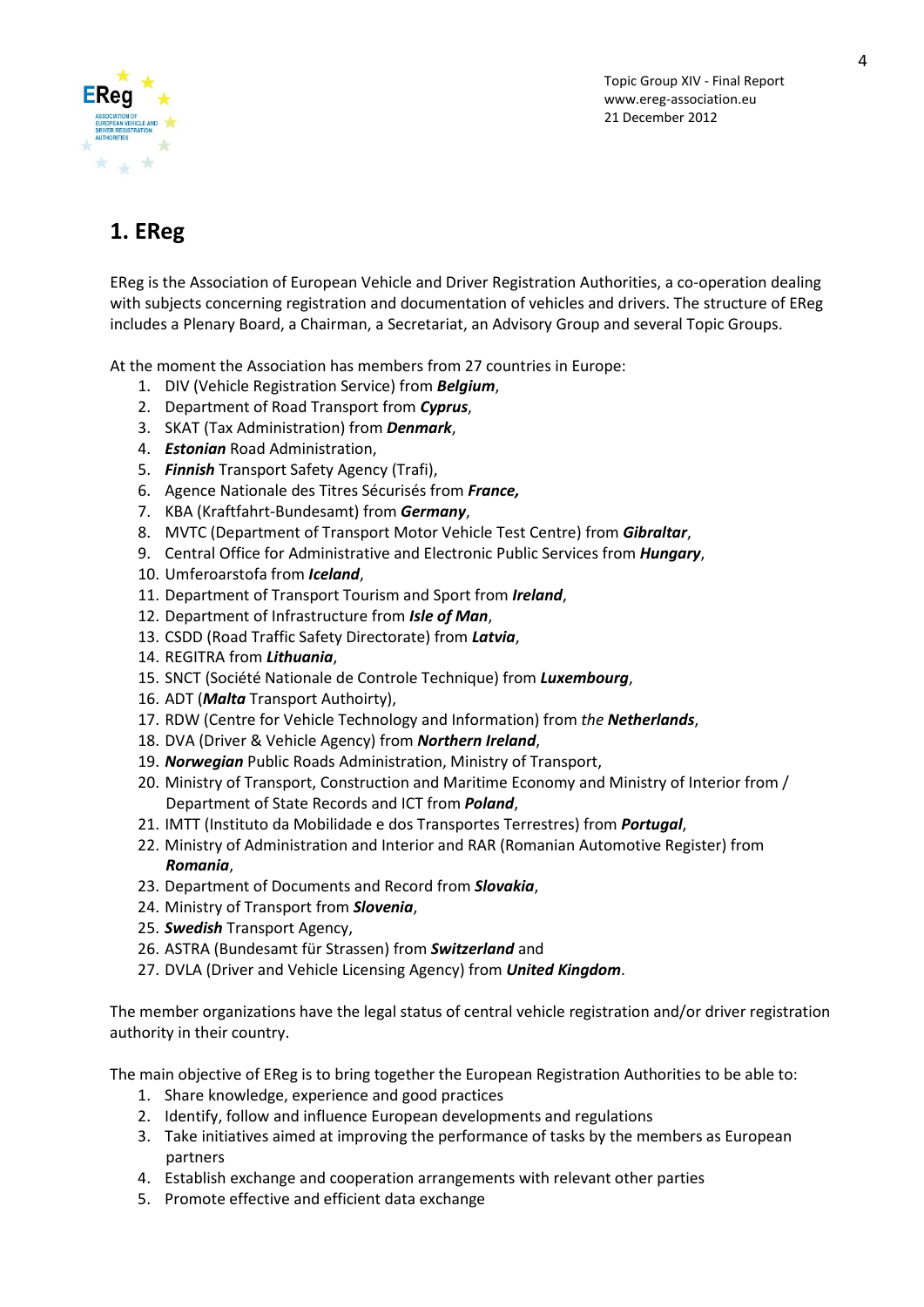# 1. EReg

EReg is the Association of European Vehicle and Driver Registration Authorities, a co-operation dealing with subjects concerning registration and documentation of vehicles and drivers. The structure of EReg includes a Plenary Board, a Chairman, a Secretariat, an Advisory Group and several Topic Groups.

At the moment the Association has members from 27 countries in Europe:

1. DIV (Vehicle Registration Service) from ***Belgium***,
2. Department of Road Transport from ***Cyprus***,
3. SKAT (Tax Administration) from ***Denmark***,
4. ***Estonian*** Road Administration,
5. ***Finnish*** Transport Safety Agency (Trafi),
6. Agence Nationale des Titres Sécurisés from ***France,***
7. KBA (Kraftfahrt-Bundesamt) from ***Germany***,
8. MVTC (Department of Transport Motor Vehicle Test Centre) from ***Gibraltar***,
9. Central Office for Administrative and Electronic Public Services from ***Hungary***,
10. Umferoarstofa from ***Iceland***,
11. Department of Transport Tourism and Sport from ***Ireland***,
12. Department of Infrastructure from ***Isle of Man***,
13. CSDD (Road Traffic Safety Directorate) from ***Latvia***,
14. REGITRA from ***Lithuania***,
15. SNCT (Société Nationale de Controle Technique) from ***Luxembourg***,
16. ADT (***Malta*** Transport Authoirty),
17. RDW (Centre for Vehicle Technology and Information) from *the* ***Netherlands***,
18. DVA (Driver & Vehicle Agency) from ***Northern Ireland***,
19. ***Norwegian*** Public Roads Administration, Ministry of Transport,
20. Ministry of Transport, Construction and Maritime Economy and Ministry of Interior from / Department of State Records and ICT from ***Poland***,
21. IMTT (Instituto da Mobilidade e dos Transportes Terrestres) from ***Portugal***,
22. Ministry of Administration and Interior and RAR (Romanian Automotive Register) from ***Romania***,
23. Department of Documents and Record from ***Slovakia***,
24. Ministry of Transport from ***Slovenia***,
25. ***Swedish*** Transport Agency,
26. ASTRA (Bundesamt für Strassen) from ***Switzerland*** and
27. DVLA (Driver and Vehicle Licensing Agency) from ***United Kingdom***.

The member organizations have the legal status of central vehicle registration and/or driver registration authority in their country.

The main objective of EReg is to bring together the European Registration Authorities to be able to:

1. Share knowledge, experience and good practices
2. Identify, follow and influence European developments and regulations
3. Take initiatives aimed at improving the performance of tasks by the members as European partners
4. Establish exchange and cooperation arrangements with relevant other parties
5. Promote effective and efficient data exchange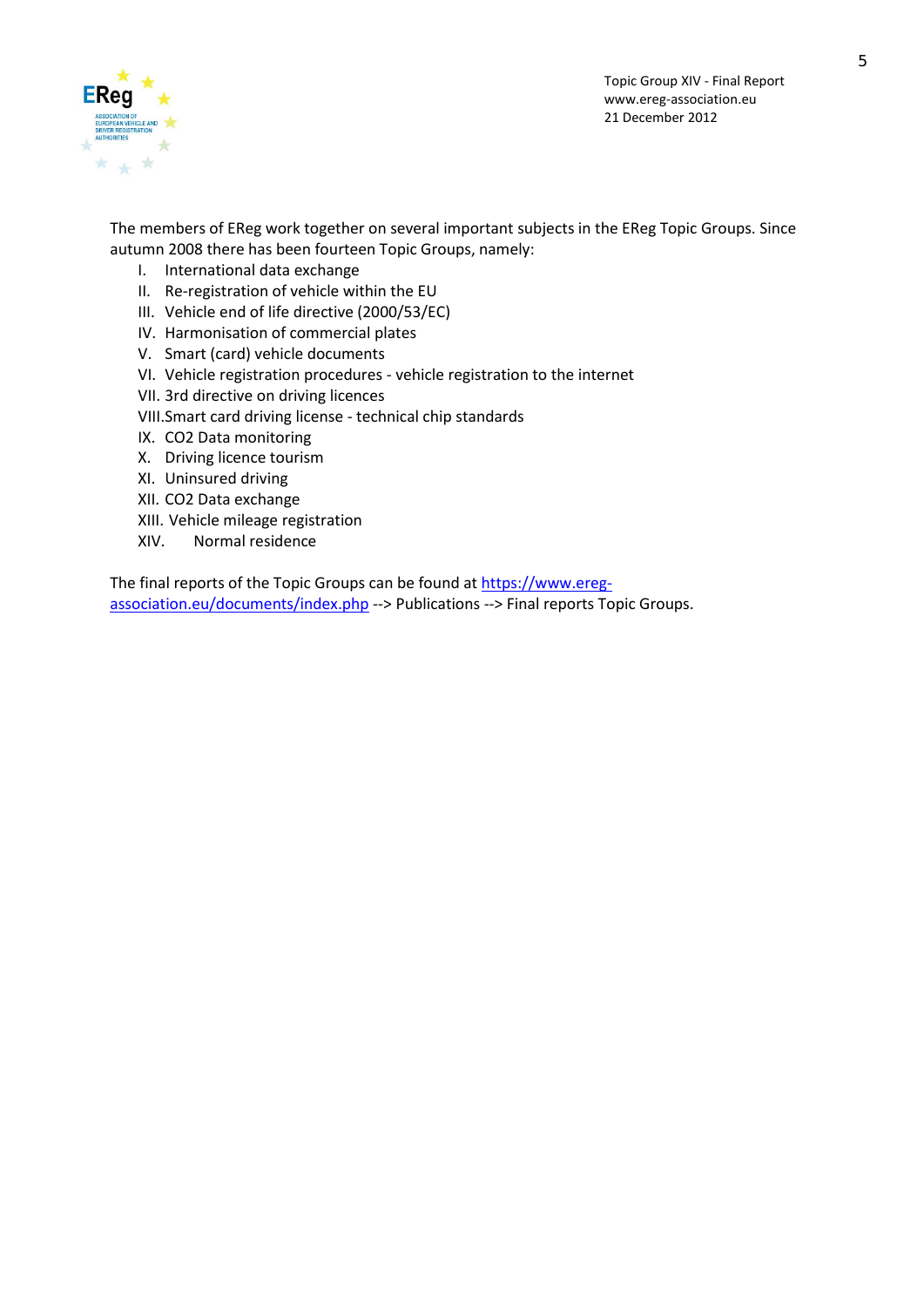The members of EReg work together on several important subjects in the EReg Topic Groups. Since autumn 2008 there has been fourteen Topic Groups, namely:

I. International data exchange
II. Re-registration of vehicle within the EU
III. Vehicle end of life directive (2000/53/EC)
IV. Harmonisation of commercial plates
V. Smart (card) vehicle documents
VI. Vehicle registration procedures - vehicle registration to the internet
VII. 3rd directive on driving licences
VIII. Smart card driving license - technical chip standards
IX. $CO_2$ Data monitoring
X. Driving licence tourism
XI. Uninsured driving
XII. $CO_2$ Data exchange
XIII. Vehicle mileage registration
XIV. Normal residence

The final reports of the Topic Groups can be found at [https://www.ereg-association.eu/documents/index.php](https://www.ereg-association.eu/documents/index.php) --> Publications --> Final reports Topic Groups.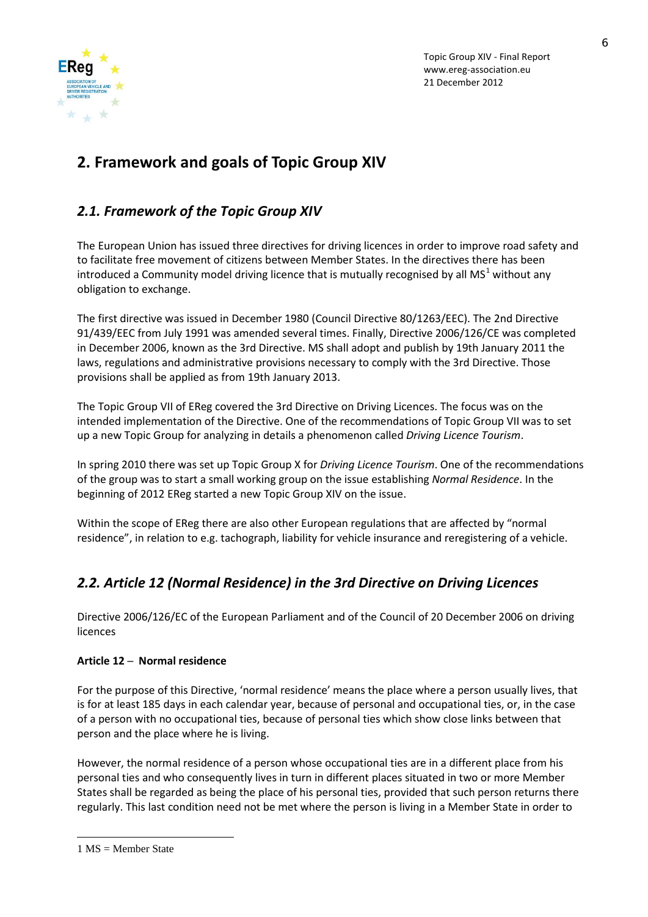## 2. Framework and goals of Topic Group XIV

### *2.1. Framework of the Topic Group XIV*

The European Union has issued three directives for driving licences in order to improve road safety and to facilitate free movement of citizens between Member States. In the directives there has been introduced a Community model driving licence that is mutually recognised by all MS[1] without any obligation to exchange.

The first directive was issued in December 1980 (Council Directive 80/1263/EEC). The 2nd Directive 91/439/EEC from July 1991 was amended several times. Finally, Directive 2006/126/CE was completed in December 2006, known as the 3rd Directive. MS shall adopt and publish by 19th January 2011 the laws, regulations and administrative provisions necessary to comply with the 3rd Directive. Those provisions shall be applied as from 19th January 2013.

The Topic Group VII of EReg covered the 3rd Directive on Driving Licences. The focus was on the intended implementation of the Directive. One of the recommendations of Topic Group VII was to set up a new Topic Group for analyzing in details a phenomenon called *Driving Licence Tourism*.

In spring 2010 there was set up Topic Group X for *Driving Licence Tourism*. One of the recommendations of the group was to start a small working group on the issue establishing *Normal Residence*. In the beginning of 2012 EReg started a new Topic Group XIV on the issue.

Within the scope of EReg there are also other European regulations that are affected by "normal residence", in relation to e.g. tachograph, liability for vehicle insurance and reregistering of a vehicle.

### *2.2. Article 12 (Normal Residence) in the 3rd Directive on Driving Licences*

Directive 2006/126/EC of the European Parliament and of the Council of 20 December 2006 on driving licences

**Article 12 – Normal residence**

For the purpose of this Directive, 'normal residence' means the place where a person usually lives, that is for at least 185 days in each calendar year, because of personal and occupational ties, or, in the case of a person with no occupational ties, because of personal ties which show close links between that person and the place where he is living.

However, the normal residence of a person whose occupational ties are in a different place from his personal ties and who consequently lives in turn in different places situated in two or more Member States shall be regarded as being the place of his personal ties, provided that such person returns there regularly. This last condition need not be met where the person is living in a Member State in order to

[1] MS = Member State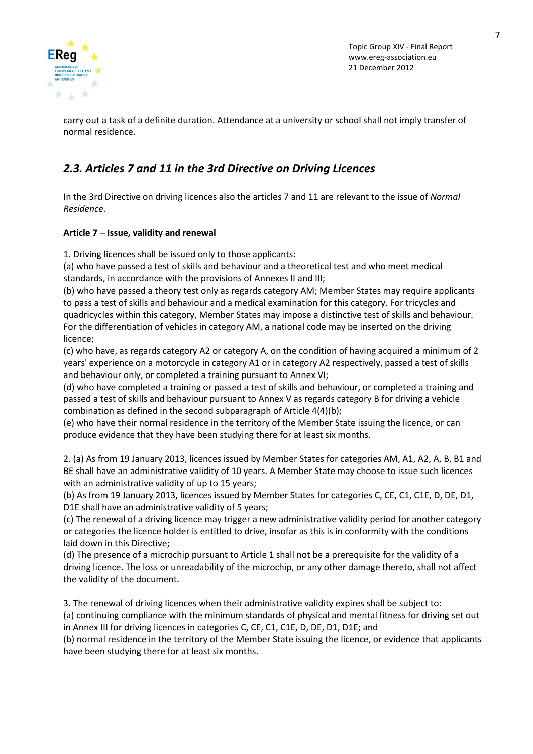carry out a task of a definite duration. Attendance at a university or school shall not imply transfer of normal residence.

## *2.3. Articles 7 and 11 in the 3rd Directive on Driving Licences*

In the 3rd Directive on driving licences also the articles 7 and 11 are relevant to the issue of *Normal Residence*.

**Article 7 – Issue, validity and renewal**

1. Driving licences shall be issued only to those applicants:
(a) who have passed a test of skills and behaviour and a theoretical test and who meet medical standards, in accordance with the provisions of Annexes II and III;
(b) who have passed a theory test only as regards category AM; Member States may require applicants to pass a test of skills and behaviour and a medical examination for this category. For tricycles and quadricycles within this category, Member States may impose a distinctive test of skills and behaviour. For the differentiation of vehicles in category AM, a national code may be inserted on the driving licence;
(c) who have, as regards category A2 or category A, on the condition of having acquired a minimum of 2 years' experience on a motorcycle in category A1 or in category A2 respectively, passed a test of skills and behaviour only, or completed a training pursuant to Annex VI;
(d) who have completed a training or passed a test of skills and behaviour, or completed a training and passed a test of skills and behaviour pursuant to Annex V as regards category B for driving a vehicle combination as defined in the second subparagraph of Article 4(4)(b);
(e) who have their normal residence in the territory of the Member State issuing the licence, or can produce evidence that they have been studying there for at least six months.

2. (a) As from 19 January 2013, licences issued by Member States for categories AM, A1, A2, A, B, B1 and BE shall have an administrative validity of 10 years. A Member State may choose to issue such licences with an administrative validity of up to 15 years;
(b) As from 19 January 2013, licences issued by Member States for categories C, CE, C1, C1E, D, DE, D1, D1E shall have an administrative validity of 5 years;
(c) The renewal of a driving licence may trigger a new administrative validity period for another category or categories the licence holder is entitled to drive, insofar as this is in conformity with the conditions laid down in this Directive;
(d) The presence of a microchip pursuant to Article 1 shall not be a prerequisite for the validity of a driving licence. The loss or unreadability of the microchip, or any other damage thereto, shall not affect the validity of the document.

3. The renewal of driving licences when their administrative validity expires shall be subject to:
(a) continuing compliance with the minimum standards of physical and mental fitness for driving set out in Annex III for driving licences in categories C, CE, C1, C1E, D, DE, D1, D1E; and
(b) normal residence in the territory of the Member State issuing the licence, or evidence that applicants have been studying there for at least six months.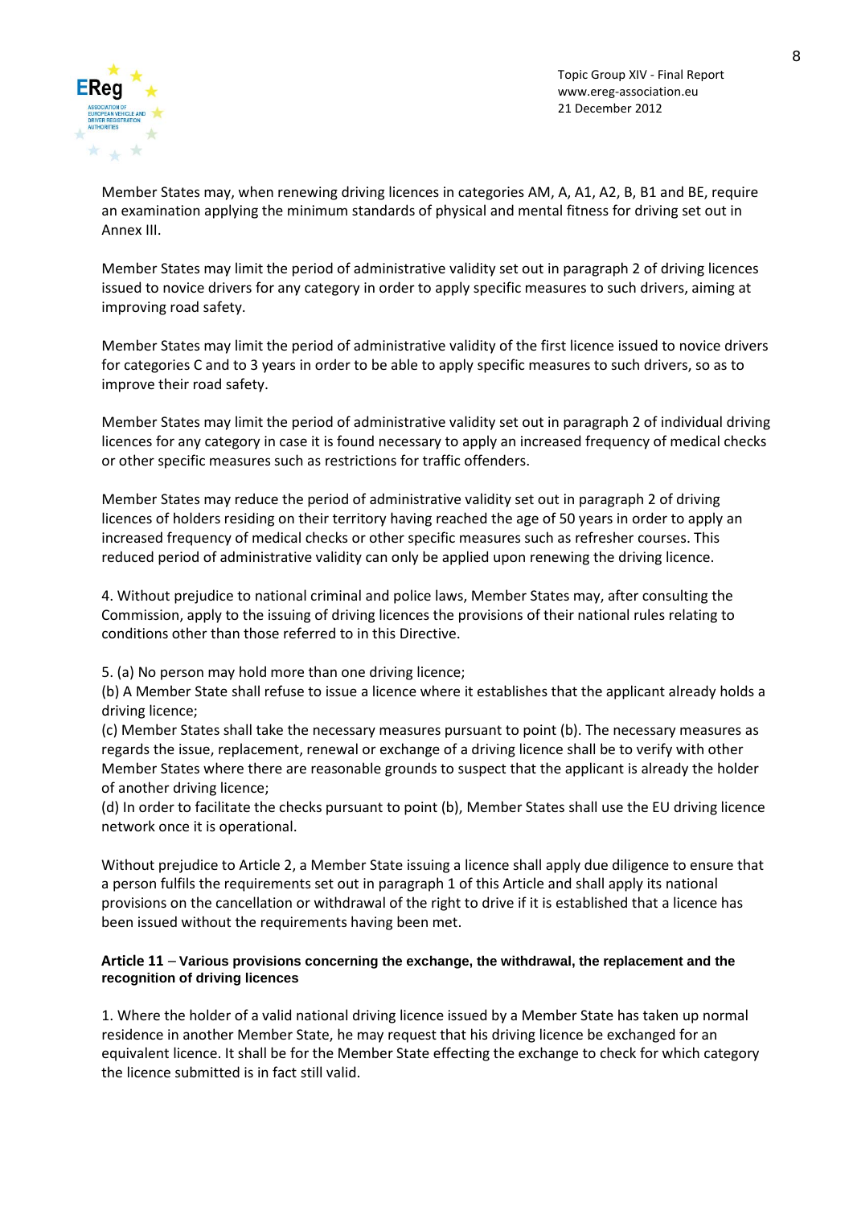Member States may, when renewing driving licences in categories AM, A, A1, A2, B, B1 and BE, require an examination applying the minimum standards of physical and mental fitness for driving set out in Annex III.

Member States may limit the period of administrative validity set out in paragraph 2 of driving licences issued to novice drivers for any category in order to apply specific measures to such drivers, aiming at improving road safety.

Member States may limit the period of administrative validity of the first licence issued to novice drivers for categories C and to 3 years in order to be able to apply specific measures to such drivers, so as to improve their road safety.

Member States may limit the period of administrative validity set out in paragraph 2 of individual driving licences for any category in case it is found necessary to apply an increased frequency of medical checks or other specific measures such as restrictions for traffic offenders.

Member States may reduce the period of administrative validity set out in paragraph 2 of driving licences of holders residing on their territory having reached the age of 50 years in order to apply an increased frequency of medical checks or other specific measures such as refresher courses. This reduced period of administrative validity can only be applied upon renewing the driving licence.

4. Without prejudice to national criminal and police laws, Member States may, after consulting the Commission, apply to the issuing of driving licences the provisions of their national rules relating to conditions other than those referred to in this Directive.

5. (a) No person may hold more than one driving licence;
(b) A Member State shall refuse to issue a licence where it establishes that the applicant already holds a driving licence;
(c) Member States shall take the necessary measures pursuant to point (b). The necessary measures as regards the issue, replacement, renewal or exchange of a driving licence shall be to verify with other Member States where there are reasonable grounds to suspect that the applicant is already the holder of another driving licence;
(d) In order to facilitate the checks pursuant to point (b), Member States shall use the EU driving licence network once it is operational.

Without prejudice to Article 2, a Member State issuing a licence shall apply due diligence to ensure that a person fulfils the requirements set out in paragraph 1 of this Article and shall apply its national provisions on the cancellation or withdrawal of the right to drive if it is established that a licence has been issued without the requirements having been met.

**Article 11 – Various provisions concerning the exchange, the withdrawal, the replacement and the recognition of driving licences**

1. Where the holder of a valid national driving licence issued by a Member State has taken up normal residence in another Member State, he may request that his driving licence be exchanged for an equivalent licence. It shall be for the Member State effecting the exchange to check for which category the licence submitted is in fact still valid.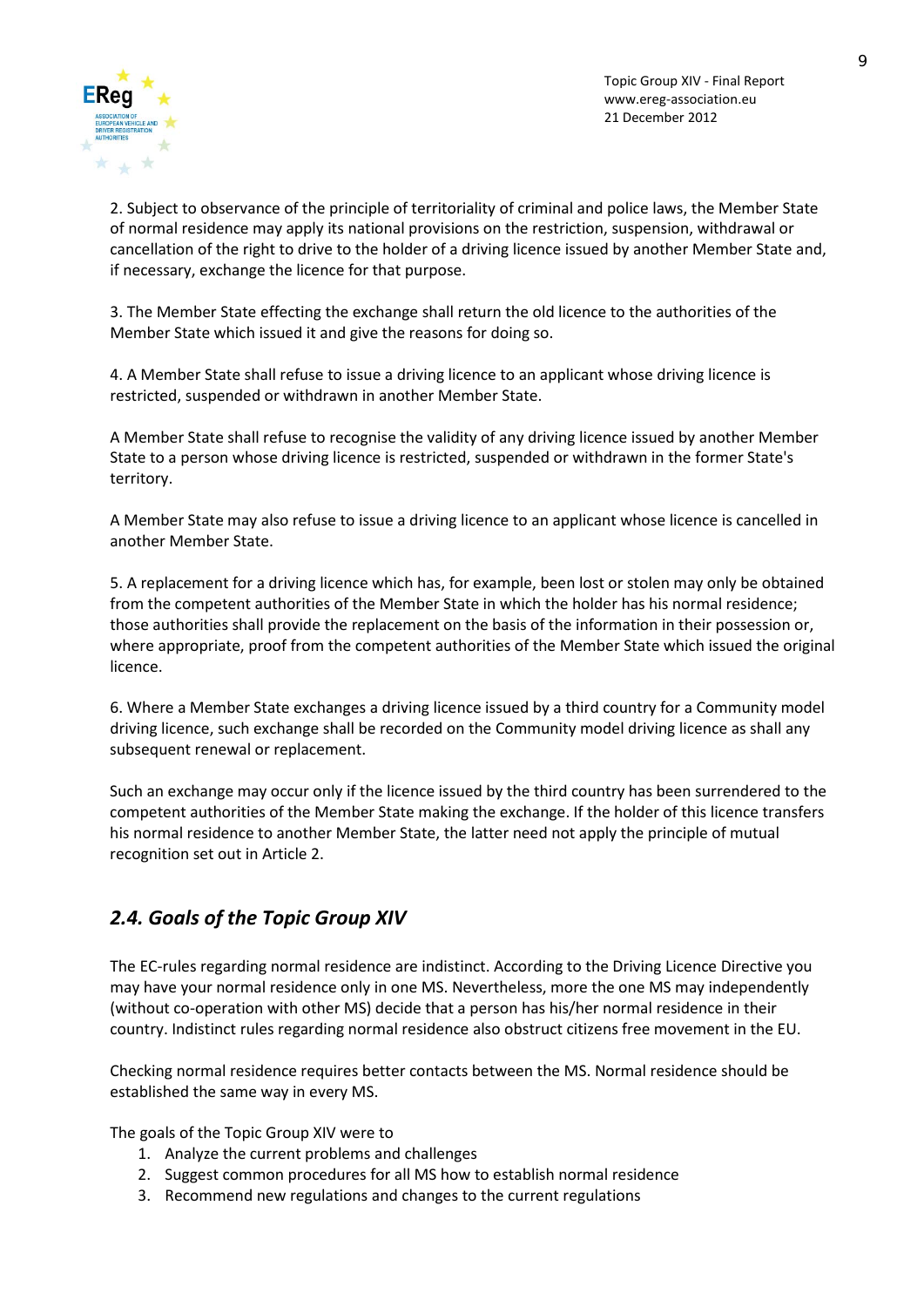2. Subject to observance of the principle of territoriality of criminal and police laws, the Member State of normal residence may apply its national provisions on the restriction, suspension, withdrawal or cancellation of the right to drive to the holder of a driving licence issued by another Member State and, if necessary, exchange the licence for that purpose.

3. The Member State effecting the exchange shall return the old licence to the authorities of the Member State which issued it and give the reasons for doing so.

4. A Member State shall refuse to issue a driving licence to an applicant whose driving licence is restricted, suspended or withdrawn in another Member State.

A Member State shall refuse to recognise the validity of any driving licence issued by another Member State to a person whose driving licence is restricted, suspended or withdrawn in the former State's territory.

A Member State may also refuse to issue a driving licence to an applicant whose licence is cancelled in another Member State.

5. A replacement for a driving licence which has, for example, been lost or stolen may only be obtained from the competent authorities of the Member State in which the holder has his normal residence; those authorities shall provide the replacement on the basis of the information in their possession or, where appropriate, proof from the competent authorities of the Member State which issued the original licence.

6. Where a Member State exchanges a driving licence issued by a third country for a Community model driving licence, such exchange shall be recorded on the Community model driving licence as shall any subsequent renewal or replacement.

Such an exchange may occur only if the licence issued by the third country has been surrendered to the competent authorities of the Member State making the exchange. If the holder of this licence transfers his normal residence to another Member State, the latter need not apply the principle of mutual recognition set out in Article 2.

## *2.4. Goals of the Topic Group XIV*

The EC-rules regarding normal residence are indistinct. According to the Driving Licence Directive you may have your normal residence only in one MS. Nevertheless, more the one MS may independently (without co-operation with other MS) decide that a person has his/her normal residence in their country. Indistinct rules regarding normal residence also obstruct citizens free movement in the EU.

Checking normal residence requires better contacts between the MS. Normal residence should be established the same way in every MS.

The goals of the Topic Group XIV were to

1. Analyze the current problems and challenges
2. Suggest common procedures for all MS how to establish normal residence
3. Recommend new regulations and changes to the current regulations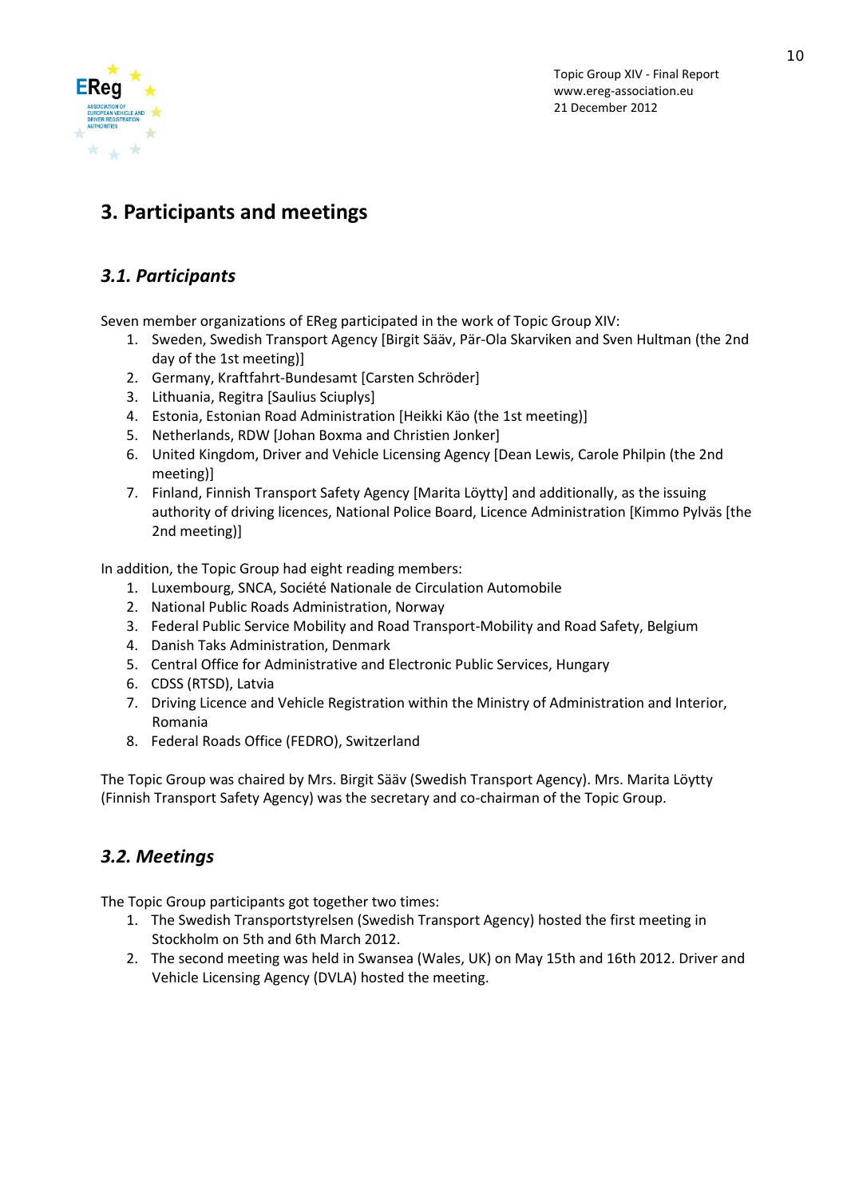## 3. Participants and meetings

### *3.1. Participants*

Seven member organizations of EReg participated in the work of Topic Group XIV:

1. Sweden, Swedish Transport Agency [Birgit Sääv, Pär-Ola Skarviken and Sven Hultman (the 2nd day of the 1st meeting)]
2. Germany, Kraftfahrt-Bundesamt [Carsten Schröder]
3. Lithuania, Regitra [Saulius Sciuplys]
4. Estonia, Estonian Road Administration [Heikki Käo (the 1st meeting)]
5. Netherlands, RDW [Johan Boxma and Christien Jonker]
6. United Kingdom, Driver and Vehicle Licensing Agency [Dean Lewis, Carole Philpin (the 2nd meeting)]
7. Finland, Finnish Transport Safety Agency [Marita Löytty] and additionally, as the issuing authority of driving licences, National Police Board, Licence Administration [Kimmo Pylväs [the 2nd meeting)]

In addition, the Topic Group had eight reading members:

1. Luxembourg, SNCA, Société Nationale de Circulation Automobile
2. National Public Roads Administration, Norway
3. Federal Public Service Mobility and Road Transport-Mobility and Road Safety, Belgium
4. Danish Taks Administration, Denmark
5. Central Office for Administrative and Electronic Public Services, Hungary
6. CDSS (RTSD), Latvia
7. Driving Licence and Vehicle Registration within the Ministry of Administration and Interior, Romania
8. Federal Roads Office (FEDRO), Switzerland

The Topic Group was chaired by Mrs. Birgit Sääv (Swedish Transport Agency). Mrs. Marita Löytty (Finnish Transport Safety Agency) was the secretary and co-chairman of the Topic Group.

### *3.2. Meetings*

The Topic Group participants got together two times:

1. The Swedish Transportstyrelsen (Swedish Transport Agency) hosted the first meeting in Stockholm on 5th and 6th March 2012.
2. The second meeting was held in Swansea (Wales, UK) on May 15th and 16th 2012. Driver and Vehicle Licensing Agency (DVLA) hosted the meeting.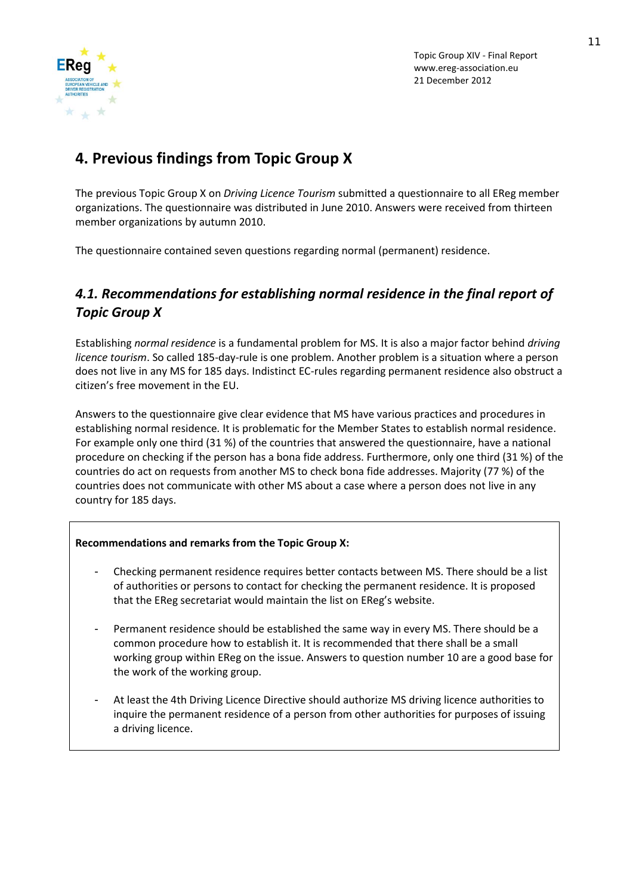## 4. Previous findings from Topic Group X

The previous Topic Group X on *Driving Licence Tourism* submitted a questionnaire to all EReg member organizations. The questionnaire was distributed in June 2010. Answers were received from thirteen member organizations by autumn 2010.

The questionnaire contained seven questions regarding normal (permanent) residence.

### *4.1. Recommendations for establishing normal residence in the final report of Topic Group X*

Establishing *normal residence* is a fundamental problem for MS. It is also a major factor behind *driving licence tourism*. So called 185-day-rule is one problem. Another problem is a situation where a person does not live in any MS for 185 days. Indistinct EC-rules regarding permanent residence also obstruct a citizen's free movement in the EU.

Answers to the questionnaire give clear evidence that MS have various practices and procedures in establishing normal residence. It is problematic for the Member States to establish normal residence. For example only one third (31 %) of the countries that answered the questionnaire, have a national procedure on checking if the person has a bona fide address. Furthermore, only one third (31 %) of the countries do act on requests from another MS to check bona fide addresses. Majority (77 %) of the countries does not communicate with other MS about a case where a person does not live in any country for 185 days.

**Recommendations and remarks from the Topic Group X:**

- Checking permanent residence requires better contacts between MS. There should be a list of authorities or persons to contact for checking the permanent residence. It is proposed that the EReg secretariat would maintain the list on EReg's website.

- Permanent residence should be established the same way in every MS. There should be a common procedure how to establish it. It is recommended that there shall be a small working group within EReg on the issue. Answers to question number 10 are a good base for the work of the working group.

- At least the 4th Driving Licence Directive should authorize MS driving licence authorities to inquire the permanent residence of a person from other authorities for purposes of issuing a driving licence.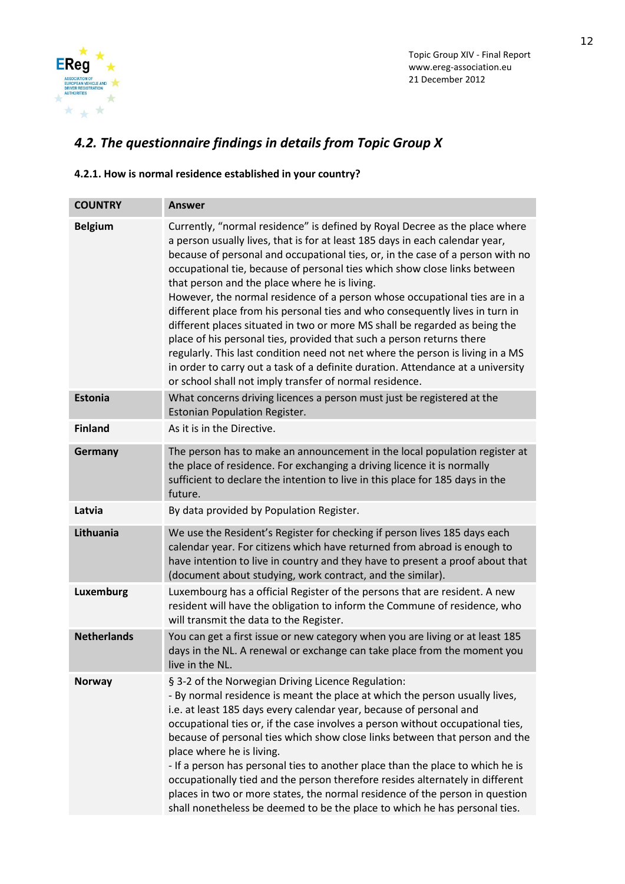## 4.2. *The questionnaire findings in details from Topic Group X*

### 4.2.1. How is normal residence established in your country?

| COUNTRY | Answer |
|---|---|
| **Belgium** | Currently, “normal residence” is defined by Royal Decree as the place where a person usually lives, that is for at least 185 days in each calendar year, because of personal and occupational ties, or, in the case of a person with no occupational tie, because of personal ties which show close links between that person and the place where he is living.<br>However, the normal residence of a person whose occupational ties are in a different place from his personal ties and who consequently lives in turn in different places situated in two or more MS shall be regarded as being the place of his personal ties, provided that such a person returns there regularly. This last condition need not net where the person is living in a MS in order to carry out a task of a definite duration. Attendance at a university or school shall not imply transfer of normal residence. |
| **Estonia** | What concerns driving licences a person must just be registered at the Estonian Population Register. |
| **Finland** | As it is in the Directive. |
| **Germany** | The person has to make an announcement in the local population register at the place of residence. For exchanging a driving licence it is normally sufficient to declare the intention to live in this place for 185 days in the future. |
| **Latvia** | By data provided by Population Register. |
| **Lithuania** | We use the Resident’s Register for checking if person lives 185 days each calendar year. For citizens which have returned from abroad is enough to have intention to live in country and they have to present a proof about that (document about studying, work contract, and the similar). |
| **Luxemburg** | Luxembourg has a official Register of the persons that are resident. A new resident will have the obligation to inform the Commune of residence, who will transmit the data to the Register. |
| **Netherlands** | You can get a first issue or new category when you are living or at least 185 days in the NL. A renewal or exchange can take place from the moment you live in the NL. |
| **Norway** | § 3-2 of the Norwegian Driving Licence Regulation:<br>- By normal residence is meant the place at which the person usually lives, i.e. at least 185 days every calendar year, because of personal and occupational ties or, if the case involves a person without occupational ties, because of personal ties which show close links between that person and the place where he is living.<br>- If a person has personal ties to another place than the place to which he is occupationally tied and the person therefore resides alternately in different places in two or more states, the normal residence of the person in question shall nonetheless be deemed to be the place to which he has personal ties. |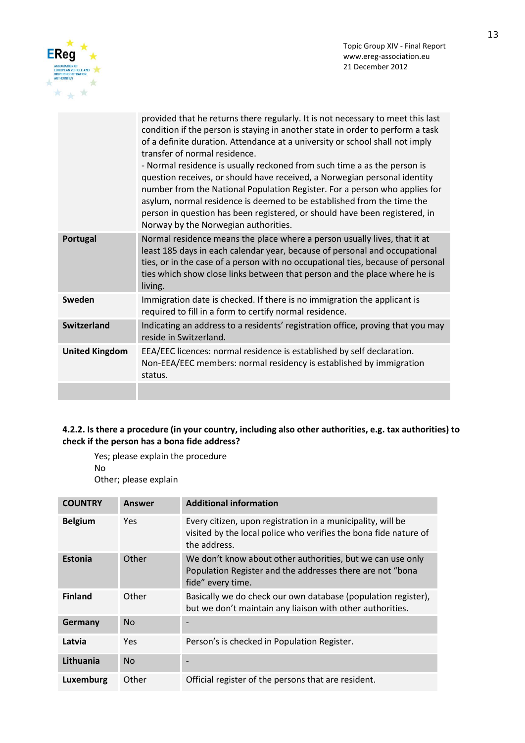| | |
|---|---|
| | provided that he returns there regularly. It is not necessary to meet this last condition if the person is staying in another state in order to perform a task of a definite duration. Attendance at a university or school shall not imply transfer of normal residence.<br>- Normal residence is usually reckoned from such time a as the person is question receives, or should have received, a Norwegian personal identity number from the National Population Register. For a person who applies for asylum, normal residence is deemed to be established from the time the person in question has been registered, or should have been registered, in Norway by the Norwegian authorities. |
| **Portugal** | Normal residence means the place where a person usually lives, that it at least 185 days in each calendar year, because of personal and occupational ties, or in the case of a person with no occupational ties, because of personal ties which show close links between that person and the place where he is living. |
| **Sweden** | Immigration date is checked. If there is no immigration the applicant is required to fill in a form to certify normal residence. |
| **Switzerland** | Indicating an address to a residents' registration office, proving that you may reside in Switzerland. |
| **United Kingdom** | EEA/EEC licences: normal residence is established by self declaration.<br>Non-EEA/EEC members: normal residency is established by immigration status. |
| | |

**4.2.2. Is there a procedure (in your country, including also other authorities, e.g. tax authorities) to check if the person has a bona fide address?**

Yes; please explain the procedure
No
Other; please explain

| COUNTRY | Answer | Additional information |
|---|---|---|
| **Belgium** | Yes | Every citizen, upon registration in a municipality, will be visited by the local police who verifies the bona fide nature of the address. |
| **Estonia** | Other | We don't know about other authorities, but we can use only Population Register and the addresses there are not "bona fide" every time. |
| **Finland** | Other | Basically we do check our own database (population register), but we don't maintain any liaison with other authorities. |
| **Germany** | No | - |
| **Latvia** | Yes | Person's is checked in Population Register. |
| **Lithuania** | No | - |
| **Luxemburg** | Other | Official register of the persons that are resident. |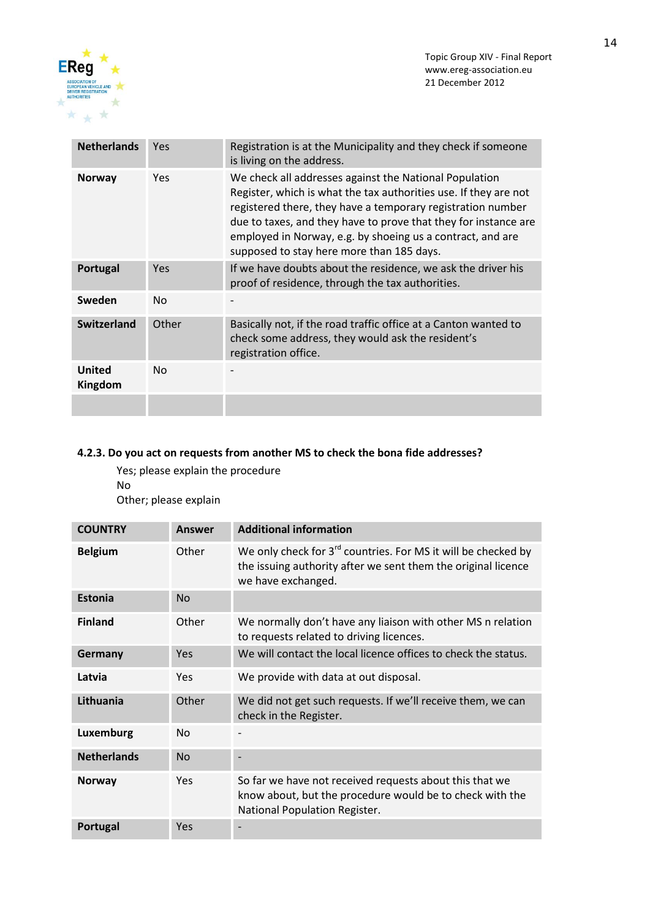| | | |
|---|---|---|
| **Netherlands** | Yes | Registration is at the Municipality and they check if someone is living on the address. |
| **Norway** | Yes | We check all addresses against the National Population Register, which is what the tax authorities use. If they are not registered there, they have a temporary registration number due to taxes, and they have to prove that they for instance are employed in Norway, e.g. by shoeing us a contract, and are supposed to stay here more than 185 days. |
| **Portugal** | Yes | If we have doubts about the residence, we ask the driver his proof of residence, through the tax authorities. |
| **Sweden** | No | - |
| **Switzerland** | Other | Basically not, if the road traffic office at a Canton wanted to check some address, they would ask the resident's registration office. |
| **United Kingdom** | No | - |
| | | |

**4.2.3. Do you act on requests from another MS to check the bona fide addresses?**

Yes; please explain the procedure
No
Other; please explain

| COUNTRY | Answer | Additional information |
|---|---|---|
| **Belgium** | Other | We only check for 3rd countries. For MS it will be checked by the issuing authority after we sent them the original licence we have exchanged. |
| **Estonia** | No | |
| **Finland** | Other | We normally don't have any liaison with other MS n relation to requests related to driving licences. |
| **Germany** | Yes | We will contact the local licence offices to check the status. |
| **Latvia** | Yes | We provide with data at out disposal. |
| **Lithuania** | Other | We did not get such requests. If we'll receive them, we can check in the Register. |
| **Luxemburg** | No | - |
| **Netherlands** | No | - |
| **Norway** | Yes | So far we have not received requests about this that we know about, but the procedure would be to check with the National Population Register. |
| **Portugal** | Yes | - |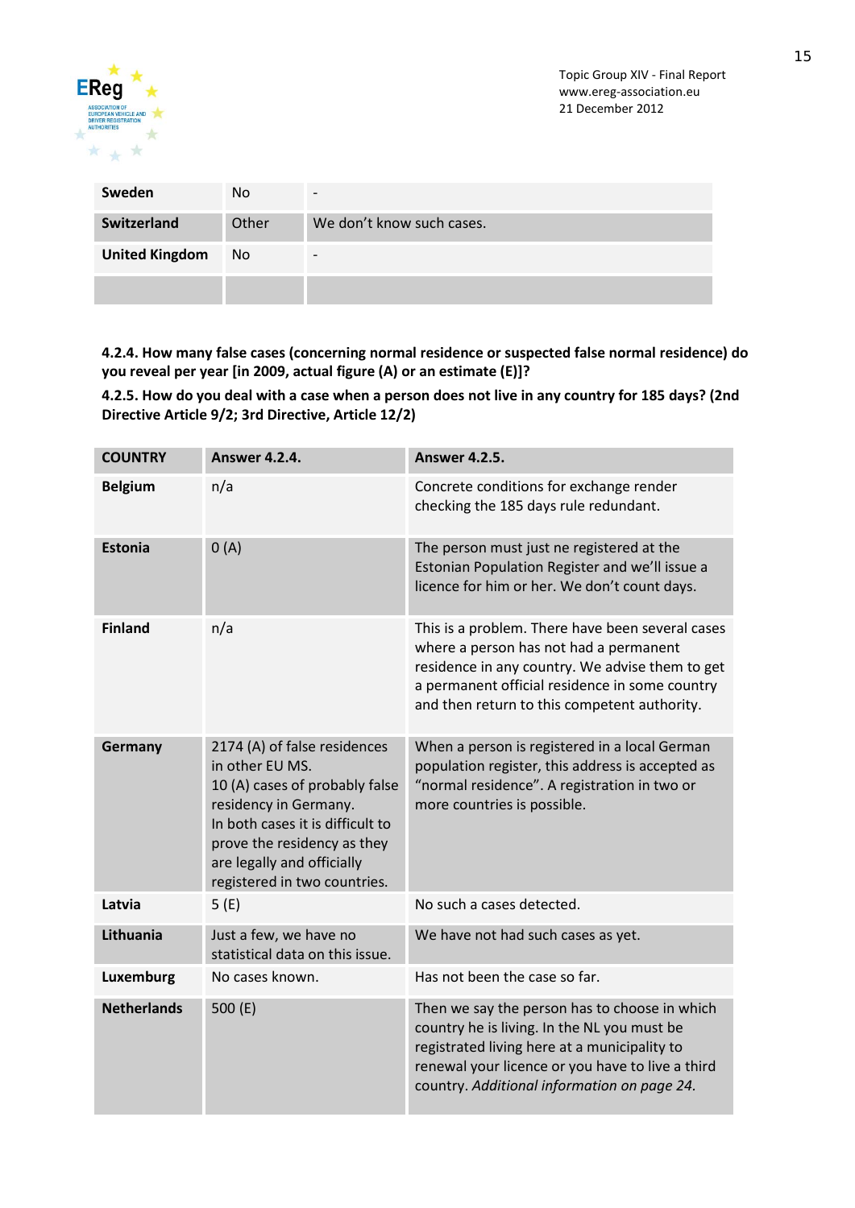| | | |
|---|---|---|
| **Sweden** | No | - |
| **Switzerland** | Other | We don't know such cases. |
| **United Kingdom** | No | - |
| | | |

**4.2.4. How many false cases (concerning normal residence or suspected false normal residence) do you reveal per year [in 2009, actual figure (A) or an estimate (E)]?**

**4.2.5. How do you deal with a case when a person does not live in any country for 185 days? (2nd Directive Article 9/2; 3rd Directive, Article 12/2)**

| COUNTRY | Answer 4.2.4. | Answer 4.2.5. |
|---|---|---|
| **Belgium** | n/a | Concrete conditions for exchange render checking the 185 days rule redundant. |
| **Estonia** | 0 (A) | The person must just ne registered at the Estonian Population Register and we'll issue a licence for him or her. We don't count days. |
| **Finland** | n/a | This is a problem. There have been several cases where a person has not had a permanent residence in any country. We advise them to get a permanent official residence in some country and then return to this competent authority. |
| **Germany** | 2174 (A) of false residences in other EU MS.<br>10 (A) cases of probably false residency in Germany.<br>In both cases it is difficult to prove the residency as they are legally and officially registered in two countries. | When a person is registered in a local German population register, this address is accepted as "normal residence". A registration in two or more countries is possible. |
| **Latvia** | 5 (E) | No such a cases detected. |
| **Lithuania** | Just a few, we have no statistical data on this issue. | We have not had such cases as yet. |
| **Luxemburg** | No cases known. | Has not been the case so far. |
| **Netherlands** | 500 (E) | Then we say the person has to choose in which country he is living. In the NL you must be registrated living here at a municipality to renewal your licence or you have to live a third country. *Additional information on page 24.* |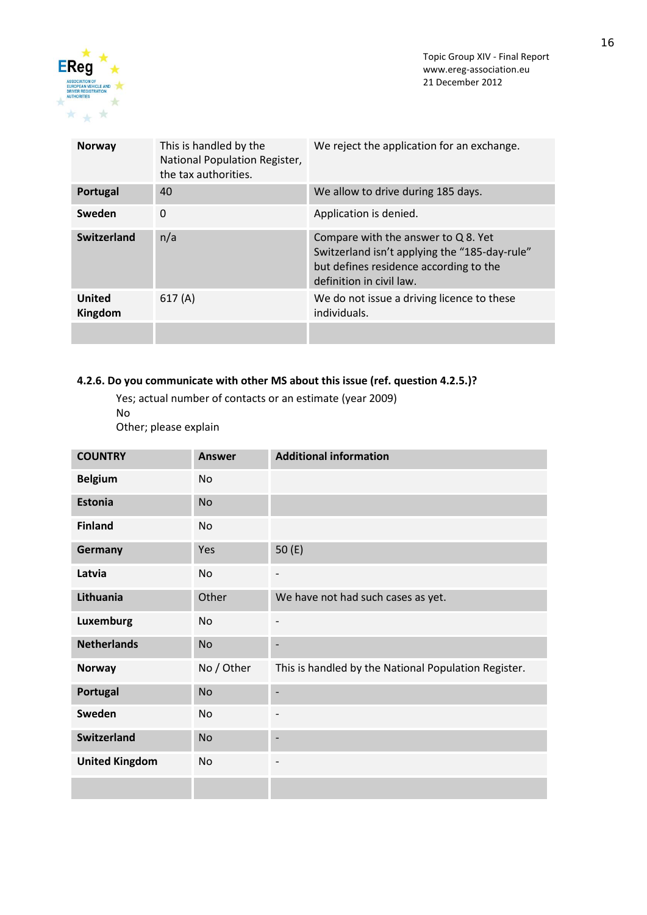| | | |
|---|---|---|
| **Norway** | This is handled by the National Population Register, the tax authorities. | We reject the application for an exchange. |
| **Portugal** | 40 | We allow to drive during 185 days. |
| **Sweden** | 0 | Application is denied. |
| **Switzerland** | n/a | Compare with the answer to Q 8. Yet Switzerland isn't applying the "185-day-rule" but defines residence according to the definition in civil law. |
| **United Kingdom** | 617 (A) | We do not issue a driving licence to these individuals. |
| | | |

**4.2.6. Do you communicate with other MS about this issue (ref. question 4.2.5.)?**

Yes; actual number of contacts or an estimate (year 2009)
No
Other; please explain

| COUNTRY | Answer | Additional information |
|---|---|---|
| **Belgium** | No | |
| **Estonia** | No | |
| **Finland** | No | |
| **Germany** | Yes | 50 (E) |
| **Latvia** | No | - |
| **Lithuania** | Other | We have not had such cases as yet. |
| **Luxemburg** | No | - |
| **Netherlands** | No | - |
| **Norway** | No / Other | This is handled by the National Population Register. |
| **Portugal** | No | - |
| **Sweden** | No | - |
| **Switzerland** | No | - |
| **United Kingdom** | No | - |
| | | |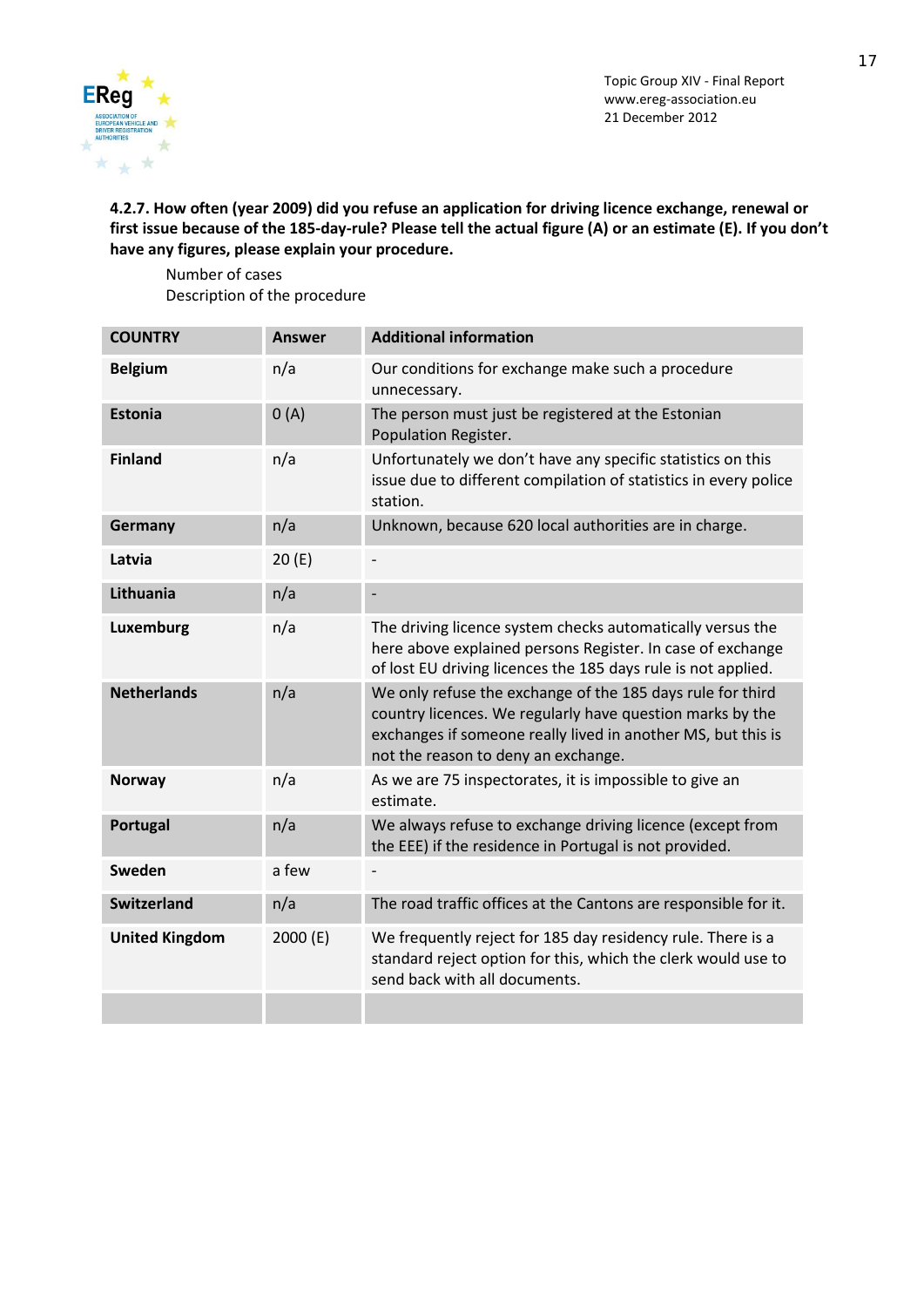**4.2.7. How often (year 2009) did you refuse an application for driving licence exchange, renewal or first issue because of the 185-day-rule? Please tell the actual figure (A) or an estimate (E). If you don't have any figures, please explain your procedure.**

Number of cases
Description of the procedure

| COUNTRY | Answer | Additional information |
|---|---|---|
| **Belgium** | n/a | Our conditions for exchange make such a procedure unnecessary. |
| **Estonia** | 0 (A) | The person must just be registered at the Estonian Population Register. |
| **Finland** | n/a | Unfortunately we don't have any specific statistics on this issue due to different compilation of statistics in every police station. |
| **Germany** | n/a | Unknown, because 620 local authorities are in charge. |
| **Latvia** | 20 (E) | - |
| **Lithuania** | n/a | - |
| **Luxemburg** | n/a | The driving licence system checks automatically versus the here above explained persons Register. In case of exchange of lost EU driving licences the 185 days rule is not applied. |
| **Netherlands** | n/a | We only refuse the exchange of the 185 days rule for third country licences. We regularly have question marks by the exchanges if someone really lived in another MS, but this is not the reason to deny an exchange. |
| **Norway** | n/a | As we are 75 inspectorates, it is impossible to give an estimate. |
| **Portugal** | n/a | We always refuse to exchange driving licence (except from the EEE) if the residence in Portugal is not provided. |
| **Sweden** | a few | - |
| **Switzerland** | n/a | The road traffic offices at the Cantons are responsible for it. |
| **United Kingdom** | 2000 (E) | We frequently reject for 185 day residency rule. There is a standard reject option for this, which the clerk would use to send back with all documents. |
| | | |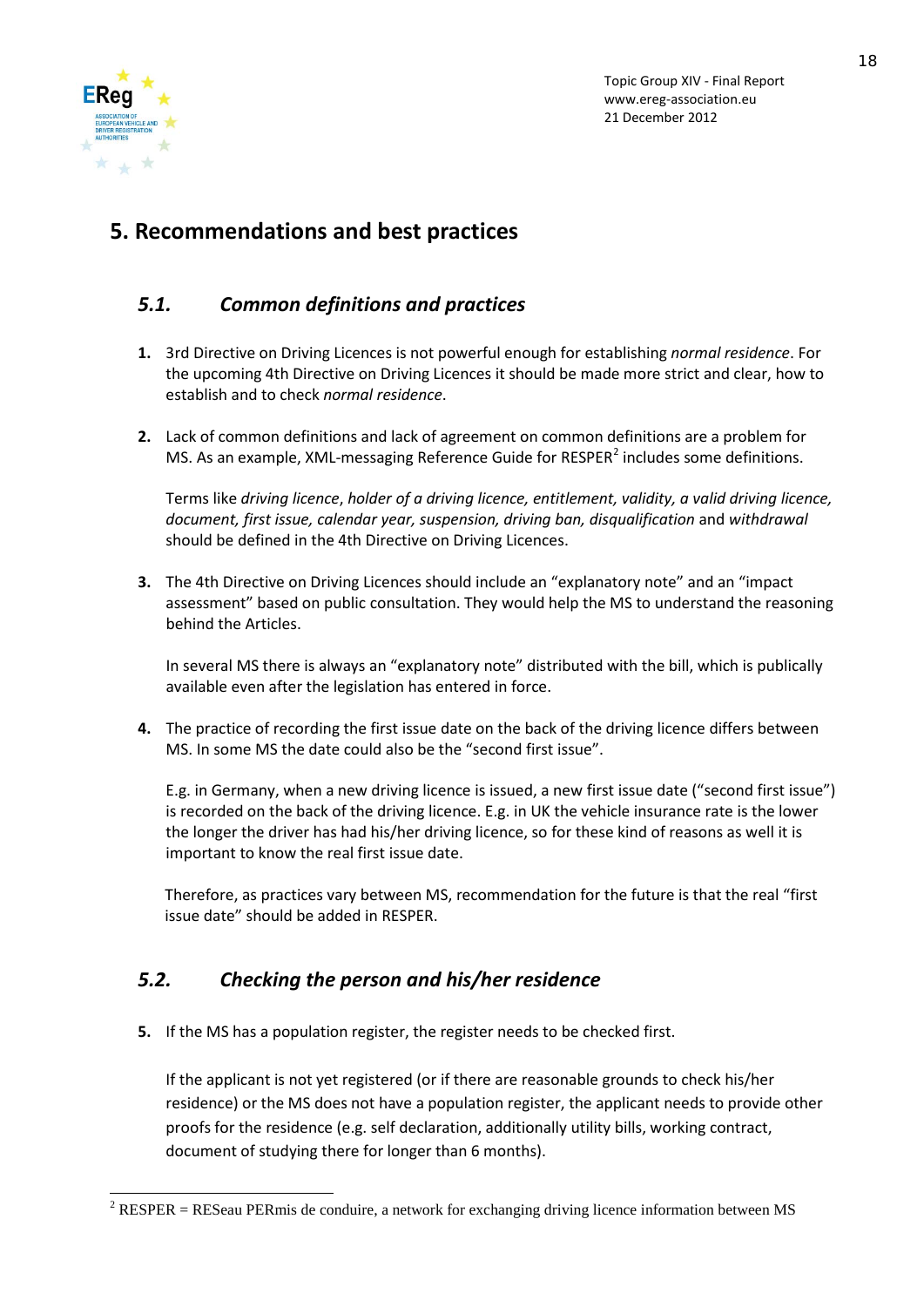# 5. Recommendations and best practices

## 5.1. *Common definitions and practices*

1. 3rd Directive on Driving Licences is not powerful enough for establishing *normal residence*. For the upcoming 4th Directive on Driving Licences it should be made more strict and clear, how to establish and to check *normal residence*.

2. Lack of common definitions and lack of agreement on common definitions are a problem for MS. As an example, XML-messaging Reference Guide for RESPER[2] includes some definitions.

   Terms like *driving licence*, *holder of a driving licence, entitlement, validity, a valid driving licence, document, first issue, calendar year, suspension, driving ban, disqualification* and *withdrawal* should be defined in the 4th Directive on Driving Licences.

3. The 4th Directive on Driving Licences should include an "explanatory note" and an "impact assessment" based on public consultation. They would help the MS to understand the reasoning behind the Articles.

   In several MS there is always an "explanatory note" distributed with the bill, which is publically available even after the legislation has entered in force.

4. The practice of recording the first issue date on the back of the driving licence differs between MS. In some MS the date could also be the "second first issue".

   E.g. in Germany, when a new driving licence is issued, a new first issue date ("second first issue") is recorded on the back of the driving licence. E.g. in UK the vehicle insurance rate is the lower the longer the driver has had his/her driving licence, so for these kind of reasons as well it is important to know the real first issue date.

   Therefore, as practices vary between MS, recommendation for the future is that the real "first issue date" should be added in RESPER.

## 5.2. *Checking the person and his/her residence*

5. If the MS has a population register, the register needs to be checked first.

   If the applicant is not yet registered (or if there are reasonable grounds to check his/her residence) or the MS does not have a population register, the applicant needs to provide other proofs for the residence (e.g. self declaration, additionally utility bills, working contract, document of studying there for longer than 6 months).

---

[2] RESPER = RESeau PERmis de conduire, a network for exchanging driving licence information between MS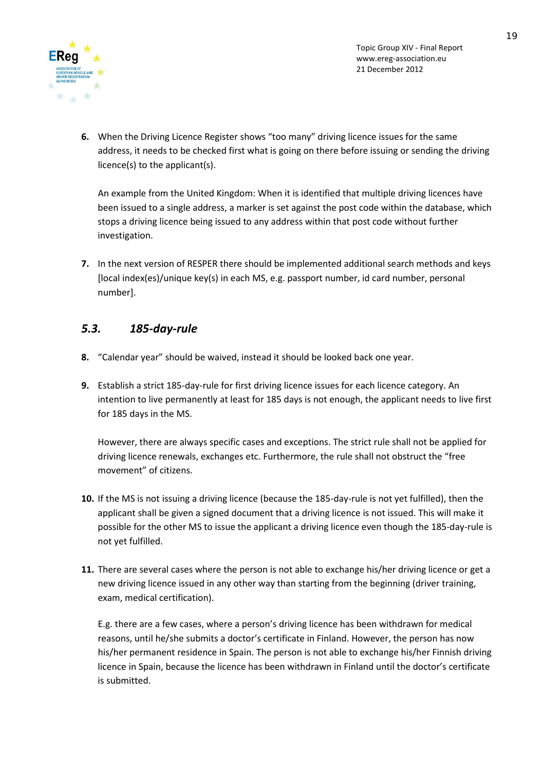6. When the Driving Licence Register shows “too many” driving licence issues for the same address, it needs to be checked first what is going on there before issuing or sending the driving licence(s) to the applicant(s).

   An example from the United Kingdom: When it is identified that multiple driving licences have been issued to a single address, a marker is set against the post code within the database, which stops a driving licence being issued to any address within that post code without further investigation.

7. In the next version of RESPER there should be implemented additional search methods and keys [local index(es)/unique key(s) in each MS, e.g. passport number, id card number, personal number].

### *5.3. 185-day-rule*

8. “Calendar year” should be waived, instead it should be looked back one year.

9. Establish a strict 185-day-rule for first driving licence issues for each licence category. An intention to live permanently at least for 185 days is not enough, the applicant needs to live first for 185 days in the MS.

   However, there are always specific cases and exceptions. The strict rule shall not be applied for driving licence renewals, exchanges etc. Furthermore, the rule shall not obstruct the “free movement” of citizens.

10. If the MS is not issuing a driving licence (because the 185-day-rule is not yet fulfilled), then the applicant shall be given a signed document that a driving licence is not issued. This will make it possible for the other MS to issue the applicant a driving licence even though the 185-day-rule is not yet fulfilled.

11. There are several cases where the person is not able to exchange his/her driving licence or get a new driving licence issued in any other way than starting from the beginning (driver training, exam, medical certification).

    E.g. there are a few cases, where a person’s driving licence has been withdrawn for medical reasons, until he/she submits a doctor’s certificate in Finland. However, the person has now his/her permanent residence in Spain. The person is not able to exchange his/her Finnish driving licence in Spain, because the licence has been withdrawn in Finland until the doctor’s certificate is submitted.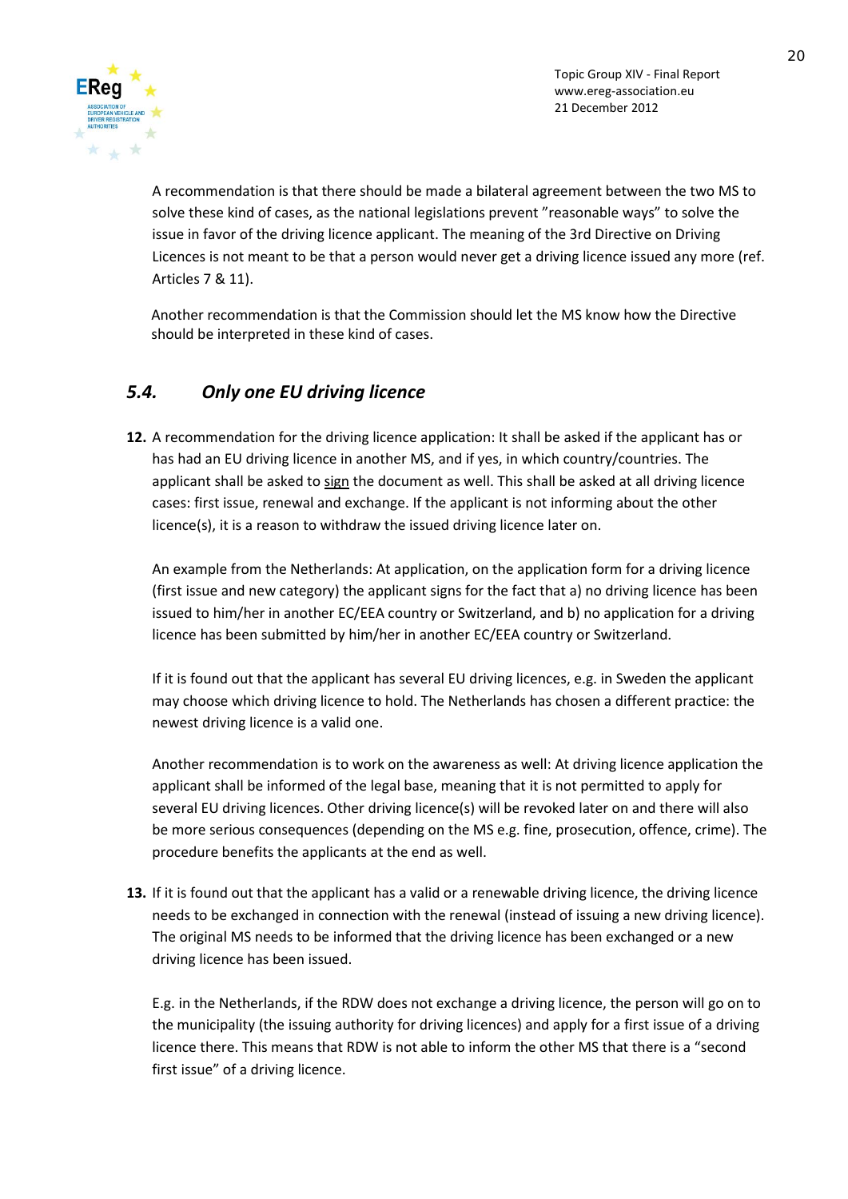A recommendation is that there should be made a bilateral agreement between the two MS to solve these kind of cases, as the national legislations prevent "reasonable ways" to solve the issue in favor of the driving licence applicant. The meaning of the 3rd Directive on Driving Licences is not meant to be that a person would never get a driving licence issued any more (ref. Articles 7 & 11).

Another recommendation is that the Commission should let the MS know how the Directive should be interpreted in these kind of cases.

### *5.4. Only one EU driving licence*

**12.** A recommendation for the driving licence application: It shall be asked if the applicant has or has had an EU driving licence in another MS, and if yes, in which country/countries. The applicant shall be asked to sign the document as well. This shall be asked at all driving licence cases: first issue, renewal and exchange. If the applicant is not informing about the other licence(s), it is a reason to withdraw the issued driving licence later on.

An example from the Netherlands: At application, on the application form for a driving licence (first issue and new category) the applicant signs for the fact that a) no driving licence has been issued to him/her in another EC/EEA country or Switzerland, and b) no application for a driving licence has been submitted by him/her in another EC/EEA country or Switzerland.

If it is found out that the applicant has several EU driving licences, e.g. in Sweden the applicant may choose which driving licence to hold. The Netherlands has chosen a different practice: the newest driving licence is a valid one.

Another recommendation is to work on the awareness as well: At driving licence application the applicant shall be informed of the legal base, meaning that it is not permitted to apply for several EU driving licences. Other driving licence(s) will be revoked later on and there will also be more serious consequences (depending on the MS e.g. fine, prosecution, offence, crime). The procedure benefits the applicants at the end as well.

**13.** If it is found out that the applicant has a valid or a renewable driving licence, the driving licence needs to be exchanged in connection with the renewal (instead of issuing a new driving licence). The original MS needs to be informed that the driving licence has been exchanged or a new driving licence has been issued.

E.g. in the Netherlands, if the RDW does not exchange a driving licence, the person will go on to the municipality (the issuing authority for driving licences) and apply for a first issue of a driving licence there. This means that RDW is not able to inform the other MS that there is a "second first issue" of a driving licence.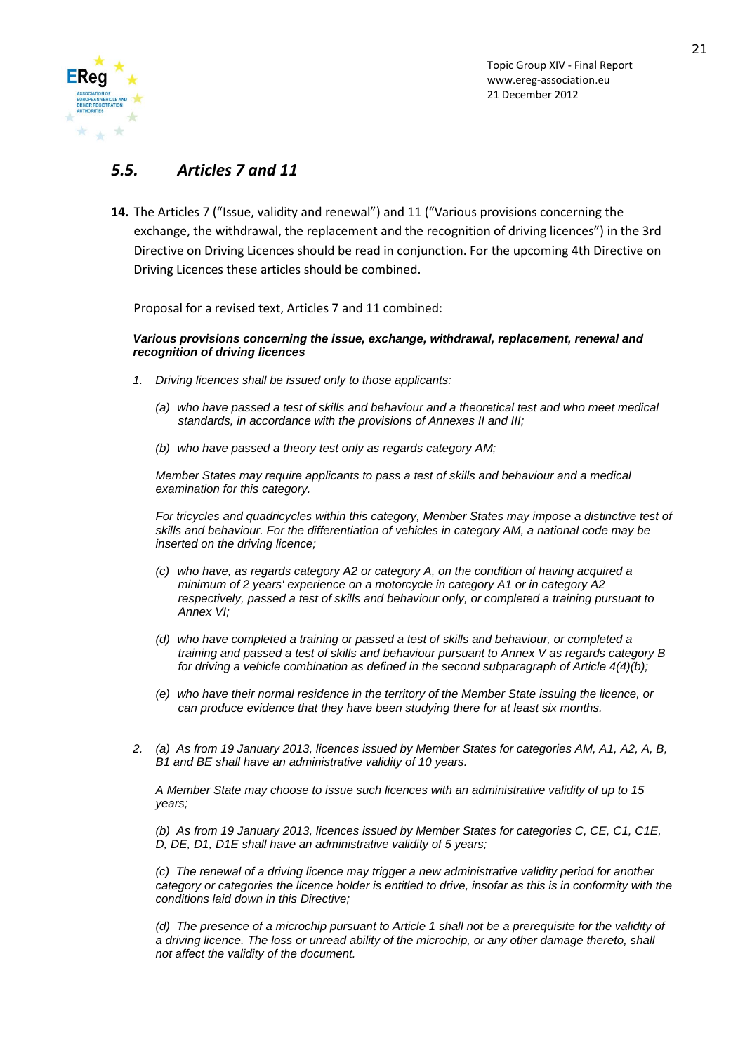## 5.5. *Articles 7 and 11*

**14.** The Articles 7 ("Issue, validity and renewal") and 11 ("Various provisions concerning the exchange, the withdrawal, the replacement and the recognition of driving licences") in the 3rd Directive on Driving Licences should be read in conjunction. For the upcoming 4th Directive on Driving Licences these articles should be combined.

Proposal for a revised text, Articles 7 and 11 combined:

***Various provisions concerning the issue, exchange, withdrawal, replacement, renewal and recognition of driving licences***

*1. Driving licences shall be issued only to those applicants:*

*(a) who have passed a test of skills and behaviour and a theoretical test and who meet medical standards, in accordance with the provisions of Annexes II and III;*

*(b) who have passed a theory test only as regards category AM;*

*Member States may require applicants to pass a test of skills and behaviour and a medical examination for this category.*

*For tricycles and quadricycles within this category, Member States may impose a distinctive test of skills and behaviour. For the differentiation of vehicles in category AM, a national code may be inserted on the driving licence;*

*(c) who have, as regards category A2 or category A, on the condition of having acquired a minimum of 2 years' experience on a motorcycle in category A1 or in category A2 respectively, passed a test of skills and behaviour only, or completed a training pursuant to Annex VI;*

*(d) who have completed a training or passed a test of skills and behaviour, or completed a training and passed a test of skills and behaviour pursuant to Annex V as regards category B for driving a vehicle combination as defined in the second subparagraph of Article 4(4)(b);*

*(e) who have their normal residence in the territory of the Member State issuing the licence, or can produce evidence that they have been studying there for at least six months.*

*2. (a) As from 19 January 2013, licences issued by Member States for categories AM, A1, A2, A, B, B1 and BE shall have an administrative validity of 10 years.*

*A Member State may choose to issue such licences with an administrative validity of up to 15 years;*

*(b) As from 19 January 2013, licences issued by Member States for categories C, CE, C1, C1E, D, DE, D1, D1E shall have an administrative validity of 5 years;*

*(c) The renewal of a driving licence may trigger a new administrative validity period for another category or categories the licence holder is entitled to drive, insofar as this is in conformity with the conditions laid down in this Directive;*

*(d) The presence of a microchip pursuant to Article 1 shall not be a prerequisite for the validity of a driving licence. The loss or unread ability of the microchip, or any other damage thereto, shall not affect the validity of the document.*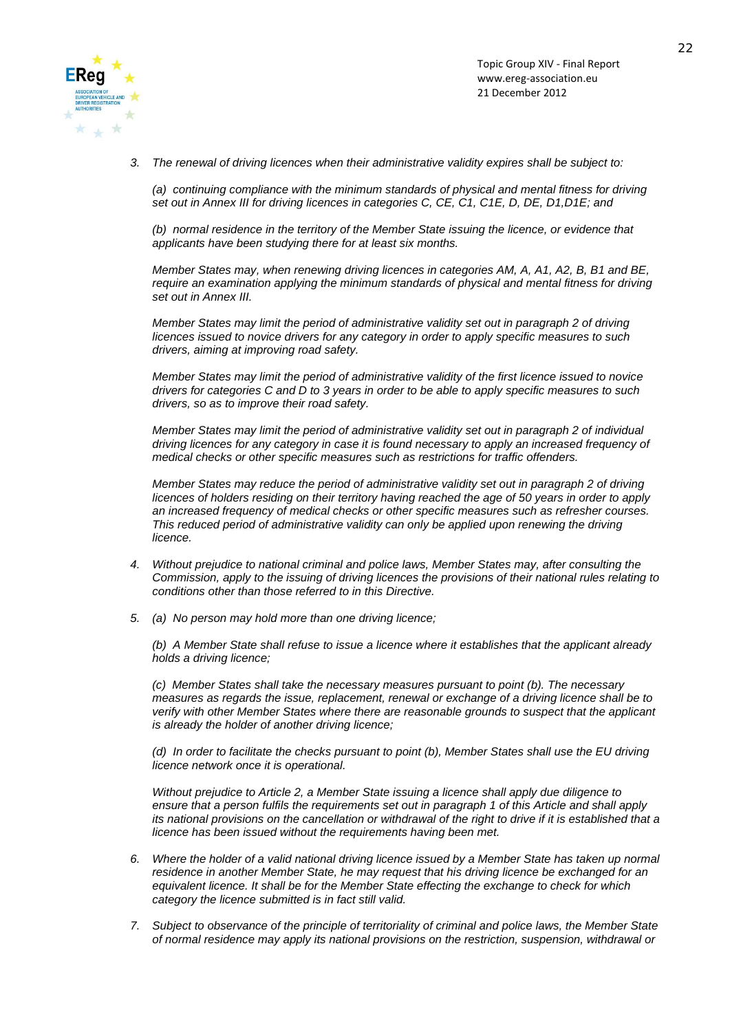3. *The renewal of driving licences when their administrative validity expires shall be subject to:*

   *(a) continuing compliance with the minimum standards of physical and mental fitness for driving set out in Annex III for driving licences in categories C, CE, C1, C1E, D, DE, D1,D1E; and*

   *(b) normal residence in the territory of the Member State issuing the licence, or evidence that applicants have been studying there for at least six months.*

   *Member States may, when renewing driving licences in categories AM, A, A1, A2, B, B1 and BE, require an examination applying the minimum standards of physical and mental fitness for driving set out in Annex III.*

   *Member States may limit the period of administrative validity set out in paragraph 2 of driving licences issued to novice drivers for any category in order to apply specific measures to such drivers, aiming at improving road safety.*

   *Member States may limit the period of administrative validity of the first licence issued to novice drivers for categories C and D to 3 years in order to be able to apply specific measures to such drivers, so as to improve their road safety.*

   *Member States may limit the period of administrative validity set out in paragraph 2 of individual driving licences for any category in case it is found necessary to apply an increased frequency of medical checks or other specific measures such as restrictions for traffic offenders.*

   *Member States may reduce the period of administrative validity set out in paragraph 2 of driving licences of holders residing on their territory having reached the age of 50 years in order to apply an increased frequency of medical checks or other specific measures such as refresher courses. This reduced period of administrative validity can only be applied upon renewing the driving licence.*

4. *Without prejudice to national criminal and police laws, Member States may, after consulting the Commission, apply to the issuing of driving licences the provisions of their national rules relating to conditions other than those referred to in this Directive.*

5. *(a) No person may hold more than one driving licence;*

   *(b) A Member State shall refuse to issue a licence where it establishes that the applicant already holds a driving licence;*

   *(c) Member States shall take the necessary measures pursuant to point (b). The necessary measures as regards the issue, replacement, renewal or exchange of a driving licence shall be to verify with other Member States where there are reasonable grounds to suspect that the applicant is already the holder of another driving licence;*

   *(d) In order to facilitate the checks pursuant to point (b), Member States shall use the EU driving licence network once it is operational.*

   *Without prejudice to Article 2, a Member State issuing a licence shall apply due diligence to ensure that a person fulfils the requirements set out in paragraph 1 of this Article and shall apply its national provisions on the cancellation or withdrawal of the right to drive if it is established that a licence has been issued without the requirements having been met.*

6. *Where the holder of a valid national driving licence issued by a Member State has taken up normal residence in another Member State, he may request that his driving licence be exchanged for an equivalent licence. It shall be for the Member State effecting the exchange to check for which category the licence submitted is in fact still valid.*

7. *Subject to observance of the principle of territoriality of criminal and police laws, the Member State of normal residence may apply its national provisions on the restriction, suspension, withdrawal or*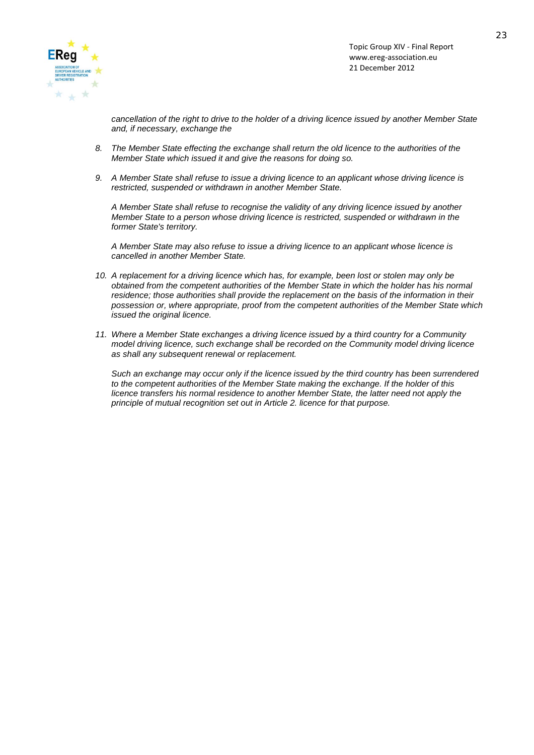*cancellation of the right to drive to the holder of a driving licence issued by another Member State and, if necessary, exchange the*

8. *The Member State effecting the exchange shall return the old licence to the authorities of the Member State which issued it and give the reasons for doing so.*

9. *A Member State shall refuse to issue a driving licence to an applicant whose driving licence is restricted, suspended or withdrawn in another Member State.*

   *A Member State shall refuse to recognise the validity of any driving licence issued by another Member State to a person whose driving licence is restricted, suspended or withdrawn in the former State's territory.*

   *A Member State may also refuse to issue a driving licence to an applicant whose licence is cancelled in another Member State.*

10. *A replacement for a driving licence which has, for example, been lost or stolen may only be obtained from the competent authorities of the Member State in which the holder has his normal residence; those authorities shall provide the replacement on the basis of the information in their possession or, where appropriate, proof from the competent authorities of the Member State which issued the original licence.*

11. *Where a Member State exchanges a driving licence issued by a third country for a Community model driving licence, such exchange shall be recorded on the Community model driving licence as shall any subsequent renewal or replacement.*

    *Such an exchange may occur only if the licence issued by the third country has been surrendered to the competent authorities of the Member State making the exchange. If the holder of this licence transfers his normal residence to another Member State, the latter need not apply the principle of mutual recognition set out in Article 2. licence for that purpose.*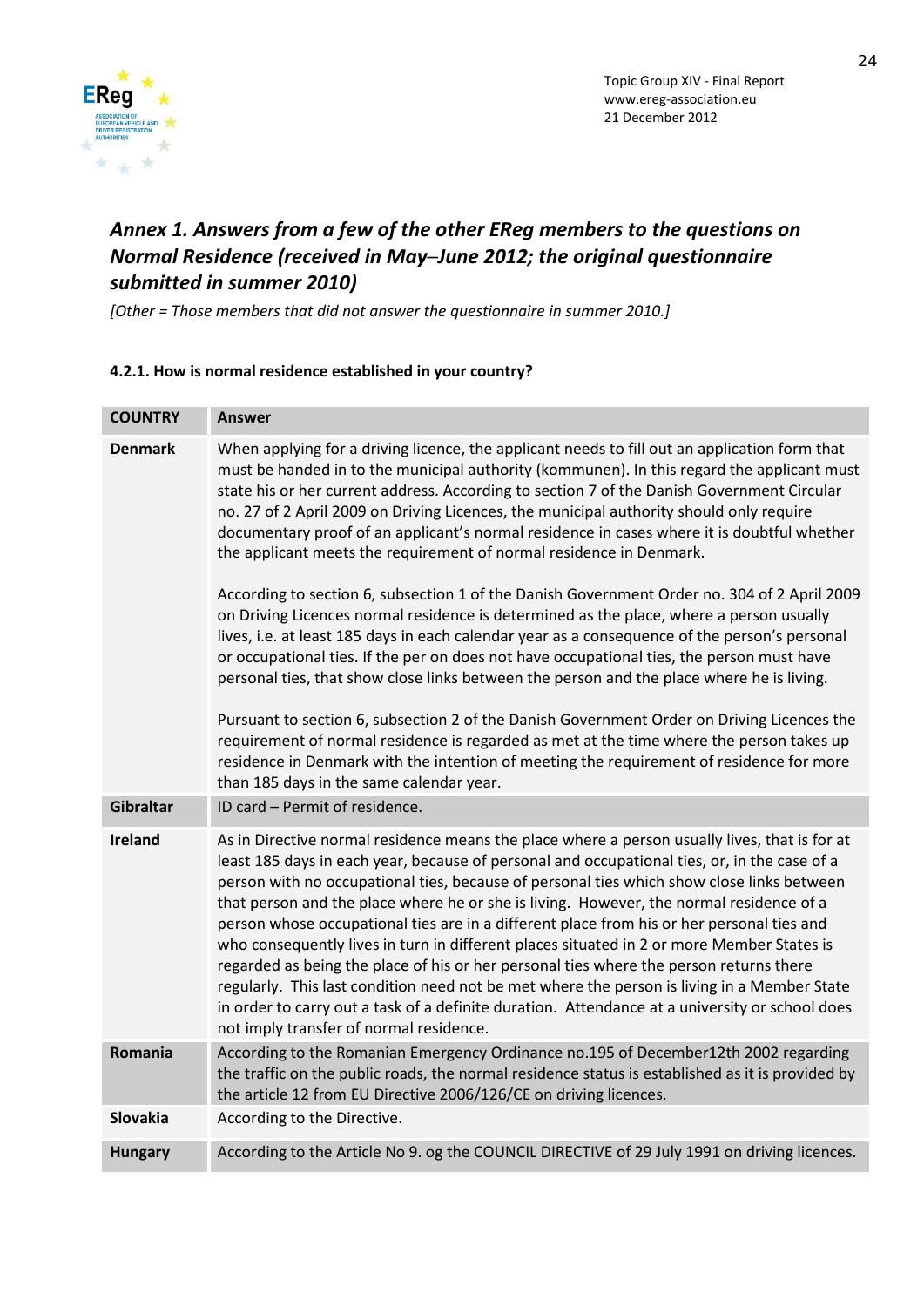## *Annex 1. Answers from a few of the other EReg members to the questions on Normal Residence (received in May–June 2012; the original questionnaire submitted in summer 2010)*

*[Other = Those members that did not answer the questionnaire in summer 2010.]*

### 4.2.1. How is normal residence established in your country?

| COUNTRY | Answer |
|---|---|
| **Denmark** | When applying for a driving licence, the applicant needs to fill out an application form that must be handed in to the municipal authority (kommunen). In this regard the applicant must state his or her current address. According to section 7 of the Danish Government Circular no. 27 of 2 April 2009 on Driving Licences, the municipal authority should only require documentary proof of an applicant's normal residence in cases where it is doubtful whether the applicant meets the requirement of normal residence in Denmark.<br><br>According to section 6, subsection 1 of the Danish Government Order no. 304 of 2 April 2009 on Driving Licences normal residence is determined as the place, where a person usually lives, i.e. at least 185 days in each calendar year as a consequence of the person's personal or occupational ties. If the per on does not have occupational ties, the person must have personal ties, that show close links between the person and the place where he is living.<br><br>Pursuant to section 6, subsection 2 of the Danish Government Order on Driving Licences the requirement of normal residence is regarded as met at the time where the person takes up residence in Denmark with the intention of meeting the requirement of residence for more than 185 days in the same calendar year. |
| **Gibraltar** | ID card – Permit of residence. |
| **Ireland** | As in Directive normal residence means the place where a person usually lives, that is for at least 185 days in each year, because of personal and occupational ties, or, in the case of a person with no occupational ties, because of personal ties which show close links between that person and the place where he or she is living. However, the normal residence of a person whose occupational ties are in a different place from his or her personal ties and who consequently lives in turn in different places situated in 2 or more Member States is regarded as being the place of his or her personal ties where the person returns there regularly. This last condition need not be met where the person is living in a Member State in order to carry out a task of a definite duration. Attendance at a university or school does not imply transfer of normal residence. |
| **Romania** | According to the Romanian Emergency Ordinance no.195 of December12th 2002 regarding the traffic on the public roads, the normal residence status is established as it is provided by the article 12 from EU Directive 2006/126/CE on driving licences. |
| **Slovakia** | According to the Directive. |
| **Hungary** | According to the Article No 9. og the COUNCIL DIRECTIVE of 29 July 1991 on driving licences. |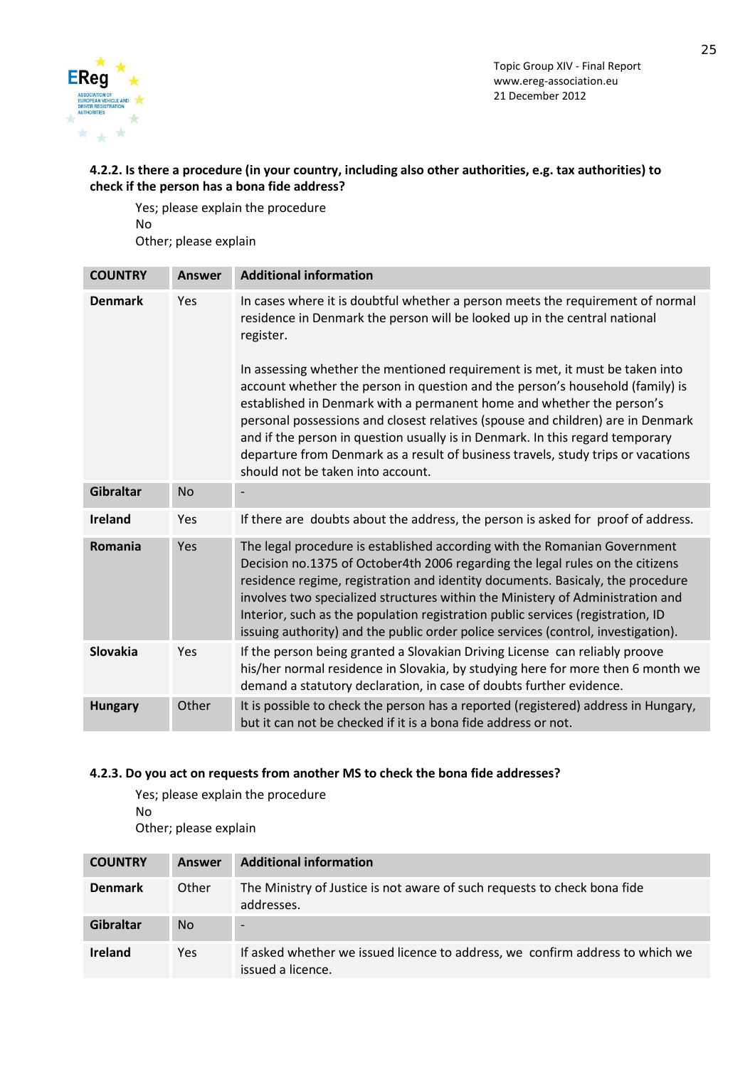**4.2.2. Is there a procedure (in your country, including also other authorities, e.g. tax authorities) to check if the person has a bona fide address?**

Yes; please explain the procedure
No
Other; please explain

| COUNTRY | Answer | Additional information |
|---|---|---|
| **Denmark** | Yes | In cases where it is doubtful whether a person meets the requirement of normal residence in Denmark the person will be looked up in the central national register.<br><br>In assessing whether the mentioned requirement is met, it must be taken into account whether the person in question and the person's household (family) is established in Denmark with a permanent home and whether the person's personal possessions and closest relatives (spouse and children) are in Denmark and if the person in question usually is in Denmark. In this regard temporary departure from Denmark as a result of business travels, study trips or vacations should not be taken into account. |
| **Gibraltar** | No | - |
| **Ireland** | Yes | If there are doubts about the address, the person is asked for proof of address. |
| **Romania** | Yes | The legal procedure is established according with the Romanian Government Decision no.1375 of October4th 2006 regarding the legal rules on the citizens residence regime, registration and identity documents. Basicaly, the procedure involves two specialized structures within the Ministery of Administration and Interior, such as the population registration public services (registration, ID issuing authority) and the public order police services (control, investigation). |
| **Slovakia** | Yes | If the person being granted a Slovakian Driving License can reliably proove his/her normal residence in Slovakia, by studying here for more then 6 month we demand a statutory declaration, in case of doubts further evidence. |
| **Hungary** | Other | It is possible to check the person has a reported (registered) address in Hungary, but it can not be checked if it is a bona fide address or not. |

**4.2.3. Do you act on requests from another MS to check the bona fide addresses?**

Yes; please explain the procedure
No
Other; please explain

| COUNTRY | Answer | Additional information |
|---|---|---|
| **Denmark** | Other | The Ministry of Justice is not aware of such requests to check bona fide addresses. |
| **Gibraltar** | No | - |
| **Ireland** | Yes | If asked whether we issued licence to address, we confirm address to which we issued a licence. |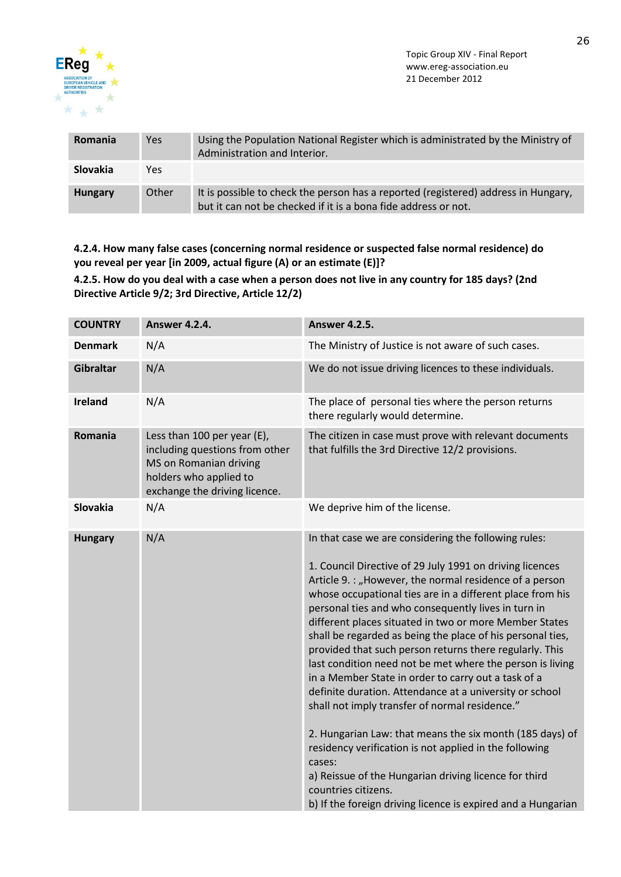| Romania | Yes | Using the Population National Register which is administrated by the Ministry of Administration and Interior. |
|---|---|---|
| Slovakia | Yes | |
| Hungary | Other | It is possible to check the person has a reported (registered) address in Hungary, but it can not be checked if it is a bona fide address or not. |

**4.2.4. How many false cases (concerning normal residence or suspected false normal residence) do you reveal per year [in 2009, actual figure (A) or an estimate (E)]?**

**4.2.5. How do you deal with a case when a person does not live in any country for 185 days? (2nd Directive Article 9/2; 3rd Directive, Article 12/2)**

| COUNTRY | Answer 4.2.4. | Answer 4.2.5. |
|---|---|---|
| Denmark | N/A | The Ministry of Justice is not aware of such cases. |
| Gibraltar | N/A | We do not issue driving licences to these individuals. |
| Ireland | N/A | The place of personal ties where the person returns there regularly would determine. |
| Romania | Less than 100 per year (E), including questions from other MS on Romanian driving holders who applied to exchange the driving licence. | The citizen in case must prove with relevant documents that fulfills the 3rd Directive 12/2 provisions. |
| Slovakia | N/A | We deprive him of the license. |
| Hungary | N/A | In that case we are considering the following rules:<br><br>1. Council Directive of 29 July 1991 on driving licences Article 9. : „However, the normal residence of a person whose occupational ties are in a different place from his personal ties and who consequently lives in turn in different places situated in two or more Member States shall be regarded as being the place of his personal ties, provided that such person returns there regularly. This last condition need not be met where the person is living in a Member State in order to carry out a task of a definite duration. Attendance at a university or school shall not imply transfer of normal residence."<br><br>2. Hungarian Law: that means the six month (185 days) of residency verification is not applied in the following cases:<br>a) Reissue of the Hungarian driving licence for third countries citizens.<br>b) If the foreign driving licence is expired and a Hungarian |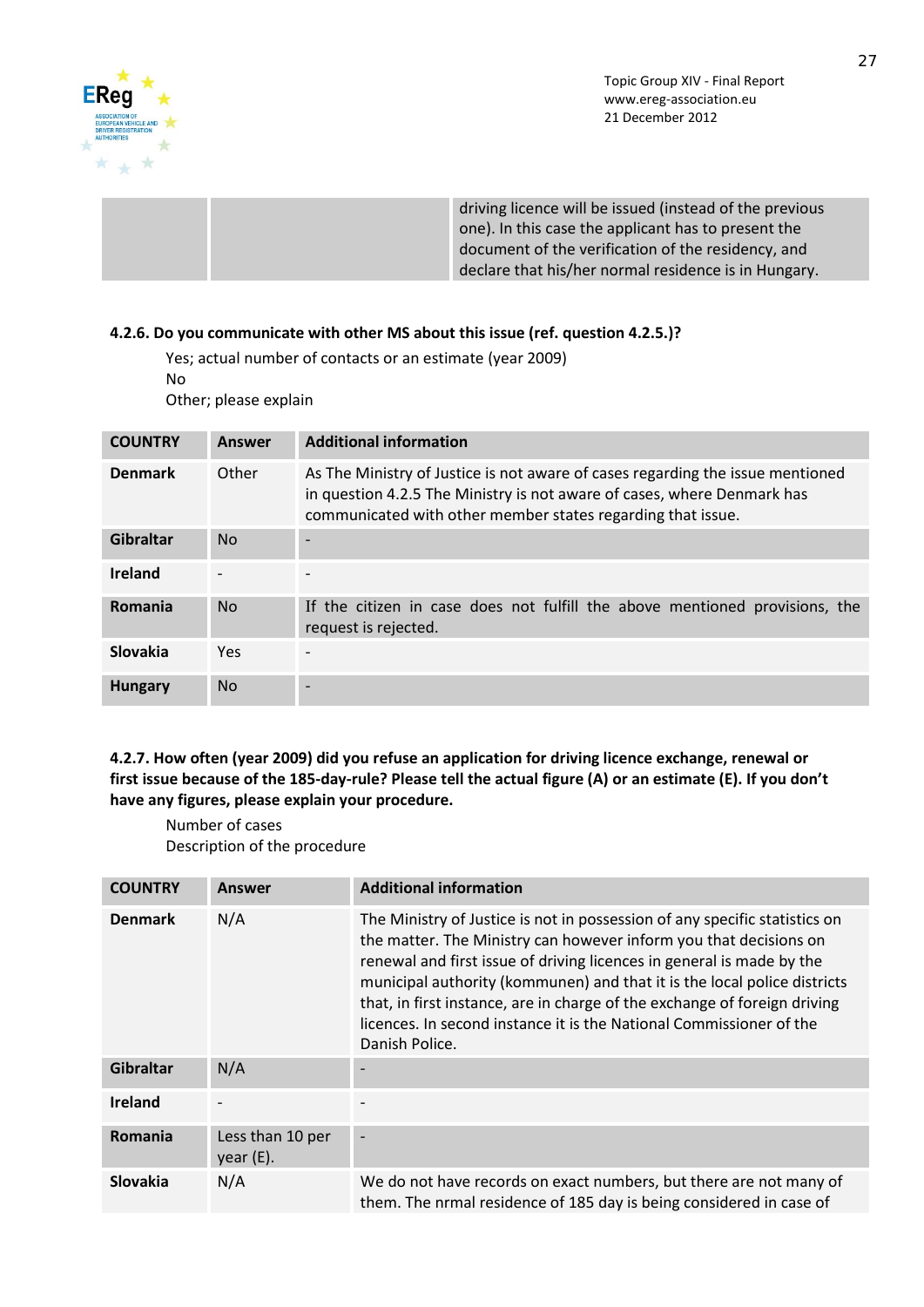| | | driving licence will be issued (instead of the previous one). In this case the applicant has to present the document of the verification of the residency, and declare that his/her normal residence is in Hungary. |
|---|---|---|

**4.2.6. Do you communicate with other MS about this issue (ref. question 4.2.5.)?**

Yes; actual number of contacts or an estimate (year 2009)
No
Other; please explain

| COUNTRY | Answer | Additional information |
|---|---|---|
| **Denmark** | Other | As The Ministry of Justice is not aware of cases regarding the issue mentioned in question 4.2.5 The Ministry is not aware of cases, where Denmark has communicated with other member states regarding that issue. |
| **Gibraltar** | No | - |
| **Ireland** | - | - |
| **Romania** | No | If the citizen in case does not fulfill the above mentioned provisions, the request is rejected. |
| **Slovakia** | Yes | - |
| **Hungary** | No | - |

**4.2.7. How often (year 2009) did you refuse an application for driving licence exchange, renewal or first issue because of the 185-day-rule? Please tell the actual figure (A) or an estimate (E). If you don't have any figures, please explain your procedure.**

Number of cases
Description of the procedure

| COUNTRY | Answer | Additional information |
|---|---|---|
| **Denmark** | N/A | The Ministry of Justice is not in possession of any specific statistics on the matter. The Ministry can however inform you that decisions on renewal and first issue of driving licences in general is made by the municipal authority (kommunen) and that it is the local police districts that, in first instance, are in charge of the exchange of foreign driving licences. In second instance it is the National Commissioner of the Danish Police. |
| **Gibraltar** | N/A | - |
| **Ireland** | - | - |
| **Romania** | Less than 10 per year (E). | - |
| **Slovakia** | N/A | We do not have records on exact numbers, but there are not many of them. The nrmal residence of 185 day is being considered in case of |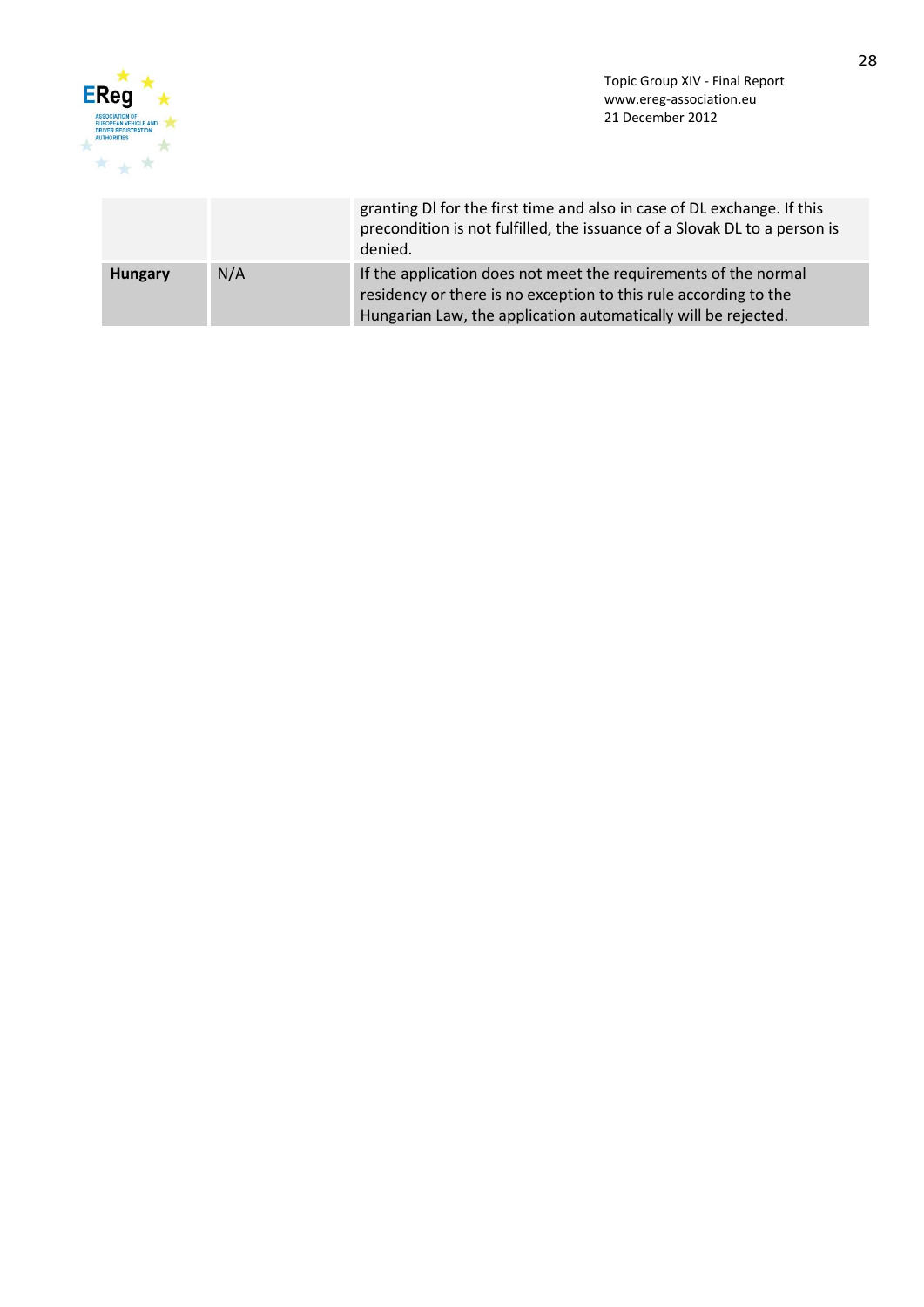| | | |
|---|---|---|
| | | granting Dl for the first time and also in case of DL exchange. If this precondition is not fulfilled, the issuance of a Slovak DL to a person is denied. |
| **Hungary** | N/A | If the application does not meet the requirements of the normal residency or there is no exception to this rule according to the Hungarian Law, the application automatically will be rejected. |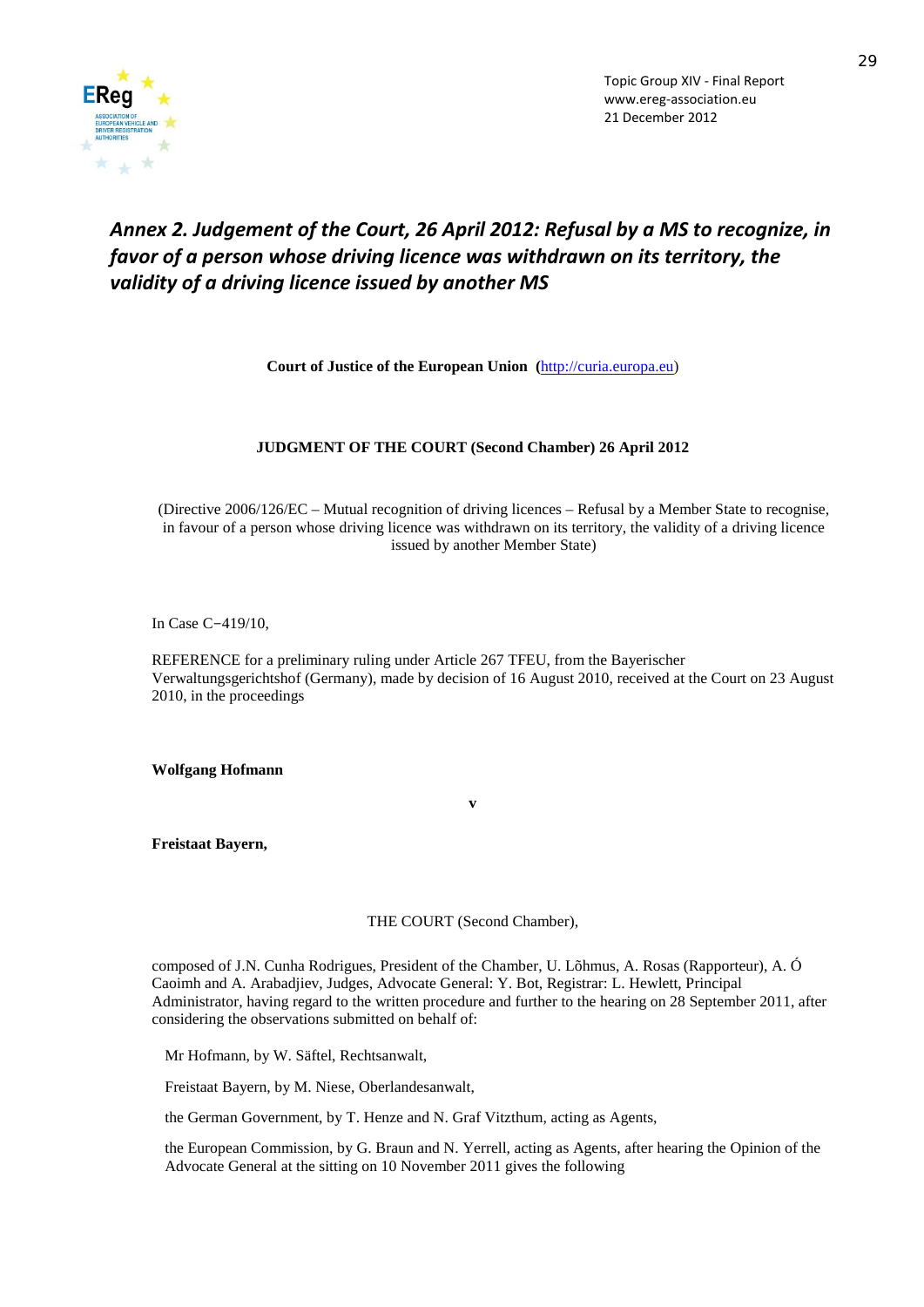# *Annex 2. Judgement of the Court, 26 April 2012: Refusal by a MS to recognize, in favor of a person whose driving licence was withdrawn on its territory, the validity of a driving licence issued by another MS*

**Court of Justice of the European Union (**[http://curia.europa.eu](http://curia.europa.eu))

**JUDGMENT OF THE COURT (Second Chamber) 26 April 2012**

(Directive 2006/126/EC – Mutual recognition of driving licences – Refusal by a Member State to recognise, in favour of a person whose driving licence was withdrawn on its territory, the validity of a driving licence issued by another Member State)

In Case C‑419/10,

REFERENCE for a preliminary ruling under Article 267 TFEU, from the Bayerischer Verwaltungsgerichtshof (Germany), made by decision of 16 August 2010, received at the Court on 23 August 2010, in the proceedings

**Wolfgang Hofmann**

**v**

**Freistaat Bayern,**

THE COURT (Second Chamber),

composed of J.N. Cunha Rodrigues, President of the Chamber, U. Lõhmus, A. Rosas (Rapporteur), A. Ó Caoimh and A. Arabadjiev, Judges, Advocate General: Y. Bot, Registrar: L. Hewlett, Principal Administrator, having regard to the written procedure and further to the hearing on 28 September 2011, after considering the observations submitted on behalf of:

Mr Hofmann, by W. Säftel, Rechtsanwalt,

Freistaat Bayern, by M. Niese, Oberlandesanwalt,

the German Government, by T. Henze and N. Graf Vitzthum, acting as Agents,

the European Commission, by G. Braun and N. Yerrell, acting as Agents, after hearing the Opinion of the Advocate General at the sitting on 10 November 2011 gives the following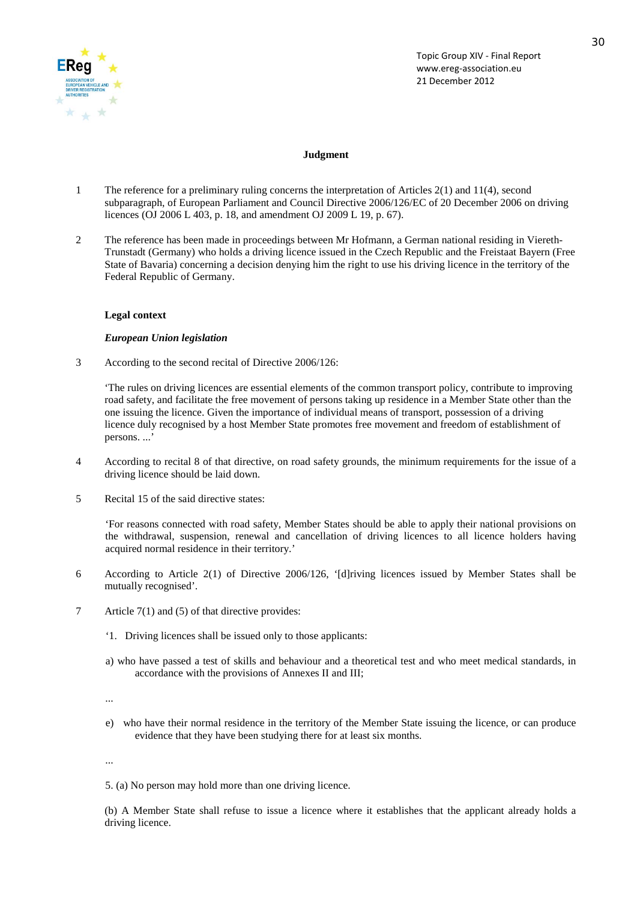**Judgment**

1 The reference for a preliminary ruling concerns the interpretation of Articles 2(1) and 11(4), second subparagraph, of European Parliament and Council Directive 2006/126/EC of 20 December 2006 on driving licences (OJ 2006 L 403, p. 18, and amendment OJ 2009 L 19, p. 67).

2 The reference has been made in proceedings between Mr Hofmann, a German national residing in Viereth-Trunstadt (Germany) who holds a driving licence issued in the Czech Republic and the Freistaat Bayern (Free State of Bavaria) concerning a decision denying him the right to use his driving licence in the territory of the Federal Republic of Germany.

**Legal context**

***European Union legislation***

3 According to the second recital of Directive 2006/126:

'The rules on driving licences are essential elements of the common transport policy, contribute to improving road safety, and facilitate the free movement of persons taking up residence in a Member State other than the one issuing the licence. Given the importance of individual means of transport, possession of a driving licence duly recognised by a host Member State promotes free movement and freedom of establishment of persons. ...'

4 According to recital 8 of that directive, on road safety grounds, the minimum requirements for the issue of a driving licence should be laid down.

5 Recital 15 of the said directive states:

'For reasons connected with road safety, Member States should be able to apply their national provisions on the withdrawal, suspension, renewal and cancellation of driving licences to all licence holders having acquired normal residence in their territory.'

6 According to Article 2(1) of Directive 2006/126, '[d]riving licences issued by Member States shall be mutually recognised'.

7 Article 7(1) and (5) of that directive provides:

'1. Driving licences shall be issued only to those applicants:

a) who have passed a test of skills and behaviour and a theoretical test and who meet medical standards, in accordance with the provisions of Annexes II and III;

...

e) who have their normal residence in the territory of the Member State issuing the licence, or can produce evidence that they have been studying there for at least six months.

...

5. (a) No person may hold more than one driving licence.

(b) A Member State shall refuse to issue a licence where it establishes that the applicant already holds a driving licence.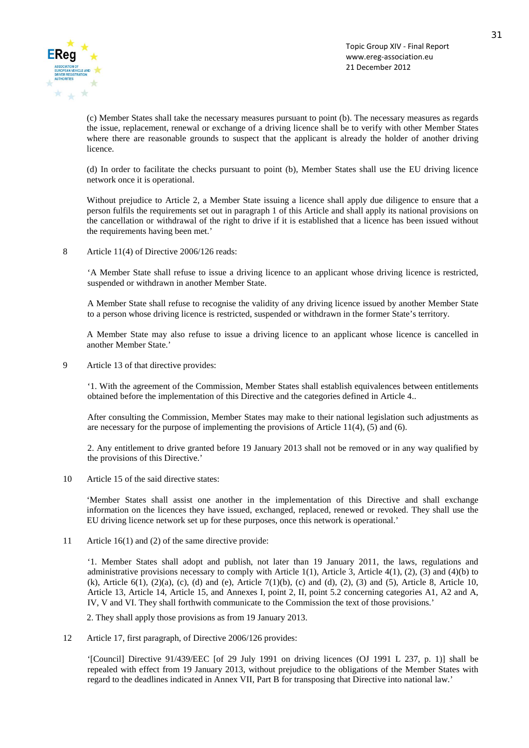(c) Member States shall take the necessary measures pursuant to point (b). The necessary measures as regards the issue, replacement, renewal or exchange of a driving licence shall be to verify with other Member States where there are reasonable grounds to suspect that the applicant is already the holder of another driving licence.

(d) In order to facilitate the checks pursuant to point (b), Member States shall use the EU driving licence network once it is operational.

Without prejudice to Article 2, a Member State issuing a licence shall apply due diligence to ensure that a person fulfils the requirements set out in paragraph 1 of this Article and shall apply its national provisions on the cancellation or withdrawal of the right to drive if it is established that a licence has been issued without the requirements having been met.'

8 Article 11(4) of Directive 2006/126 reads:

'A Member State shall refuse to issue a driving licence to an applicant whose driving licence is restricted, suspended or withdrawn in another Member State.

A Member State shall refuse to recognise the validity of any driving licence issued by another Member State to a person whose driving licence is restricted, suspended or withdrawn in the former State's territory.

A Member State may also refuse to issue a driving licence to an applicant whose licence is cancelled in another Member State.'

9 Article 13 of that directive provides:

'1. With the agreement of the Commission, Member States shall establish equivalences between entitlements obtained before the implementation of this Directive and the categories defined in Article 4..

After consulting the Commission, Member States may make to their national legislation such adjustments as are necessary for the purpose of implementing the provisions of Article 11(4), (5) and (6).

2. Any entitlement to drive granted before 19 January 2013 shall not be removed or in any way qualified by the provisions of this Directive.'

10 Article 15 of the said directive states:

'Member States shall assist one another in the implementation of this Directive and shall exchange information on the licences they have issued, exchanged, replaced, renewed or revoked. They shall use the EU driving licence network set up for these purposes, once this network is operational.'

11 Article 16(1) and (2) of the same directive provide:

'1. Member States shall adopt and publish, not later than 19 January 2011, the laws, regulations and administrative provisions necessary to comply with Article 1(1), Article 3, Article 4(1), (2), (3) and (4)(b) to (k), Article 6(1), (2)(a), (c), (d) and (e), Article 7(1)(b), (c) and (d), (2), (3) and (5), Article 8, Article 10, Article 13, Article 14, Article 15, and Annexes I, point 2, II, point 5.2 concerning categories A1, A2 and A, IV, V and VI. They shall forthwith communicate to the Commission the text of those provisions.'

2. They shall apply those provisions as from 19 January 2013.

12 Article 17, first paragraph, of Directive 2006/126 provides:

'[Council] Directive 91/439/EEC [of 29 July 1991 on driving licences (OJ 1991 L 237, p. 1)] shall be repealed with effect from 19 January 2013, without prejudice to the obligations of the Member States with regard to the deadlines indicated in Annex VII, Part B for transposing that Directive into national law.'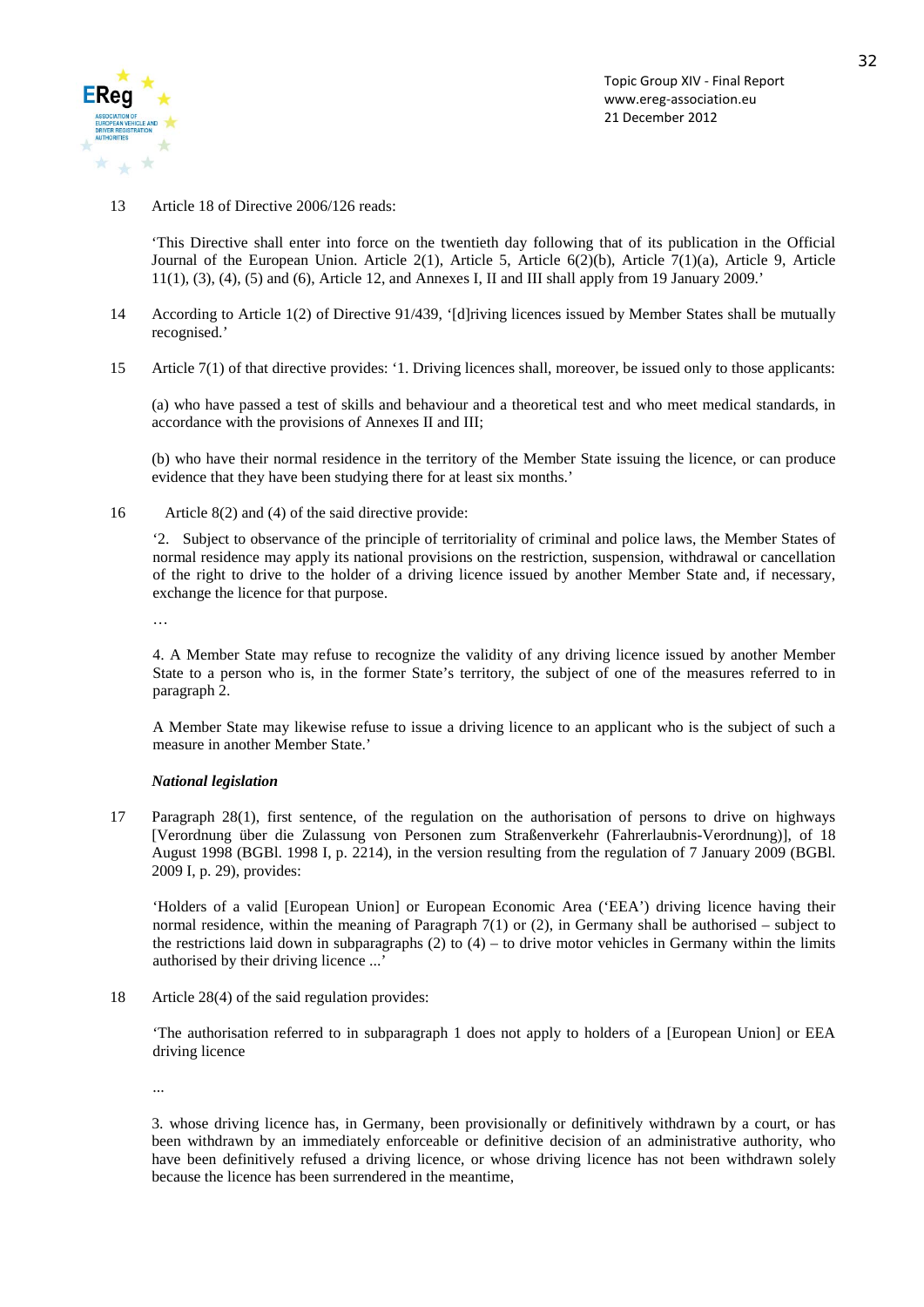13 Article 18 of Directive 2006/126 reads:

'This Directive shall enter into force on the twentieth day following that of its publication in the Official Journal of the European Union. Article 2(1), Article 5, Article 6(2)(b), Article 7(1)(a), Article 9, Article 11(1), (3), (4), (5) and (6), Article 12, and Annexes I, II and III shall apply from 19 January 2009.'

14 According to Article 1(2) of Directive 91/439, '[d]riving licences issued by Member States shall be mutually recognised.'

15 Article 7(1) of that directive provides: '1. Driving licences shall, moreover, be issued only to those applicants:

(a) who have passed a test of skills and behaviour and a theoretical test and who meet medical standards, in accordance with the provisions of Annexes II and III;

(b) who have their normal residence in the territory of the Member State issuing the licence, or can produce evidence that they have been studying there for at least six months.'

16 Article 8(2) and (4) of the said directive provide:

'2. Subject to observance of the principle of territoriality of criminal and police laws, the Member States of normal residence may apply its national provisions on the restriction, suspension, withdrawal or cancellation of the right to drive to the holder of a driving licence issued by another Member State and, if necessary, exchange the licence for that purpose.

…

4. A Member State may refuse to recognize the validity of any driving licence issued by another Member State to a person who is, in the former State's territory, the subject of one of the measures referred to in paragraph 2.

A Member State may likewise refuse to issue a driving licence to an applicant who is the subject of such a measure in another Member State.'

***National legislation***

17 Paragraph 28(1), first sentence, of the regulation on the authorisation of persons to drive on highways [Verordnung über die Zulassung von Personen zum Straßenverkehr (Fahrerlaubnis-Verordnung)], of 18 August 1998 (BGBl. 1998 I, p. 2214), in the version resulting from the regulation of 7 January 2009 (BGBl. 2009 I, p. 29), provides:

'Holders of a valid [European Union] or European Economic Area ('EEA') driving licence having their normal residence, within the meaning of Paragraph 7(1) or (2), in Germany shall be authorised – subject to the restrictions laid down in subparagraphs (2) to (4) – to drive motor vehicles in Germany within the limits authorised by their driving licence ...'

18 Article 28(4) of the said regulation provides:

'The authorisation referred to in subparagraph 1 does not apply to holders of a [European Union] or EEA driving licence

...

3. whose driving licence has, in Germany, been provisionally or definitively withdrawn by a court, or has been withdrawn by an immediately enforceable or definitive decision of an administrative authority, who have been definitively refused a driving licence, or whose driving licence has not been withdrawn solely because the licence has been surrendered in the meantime,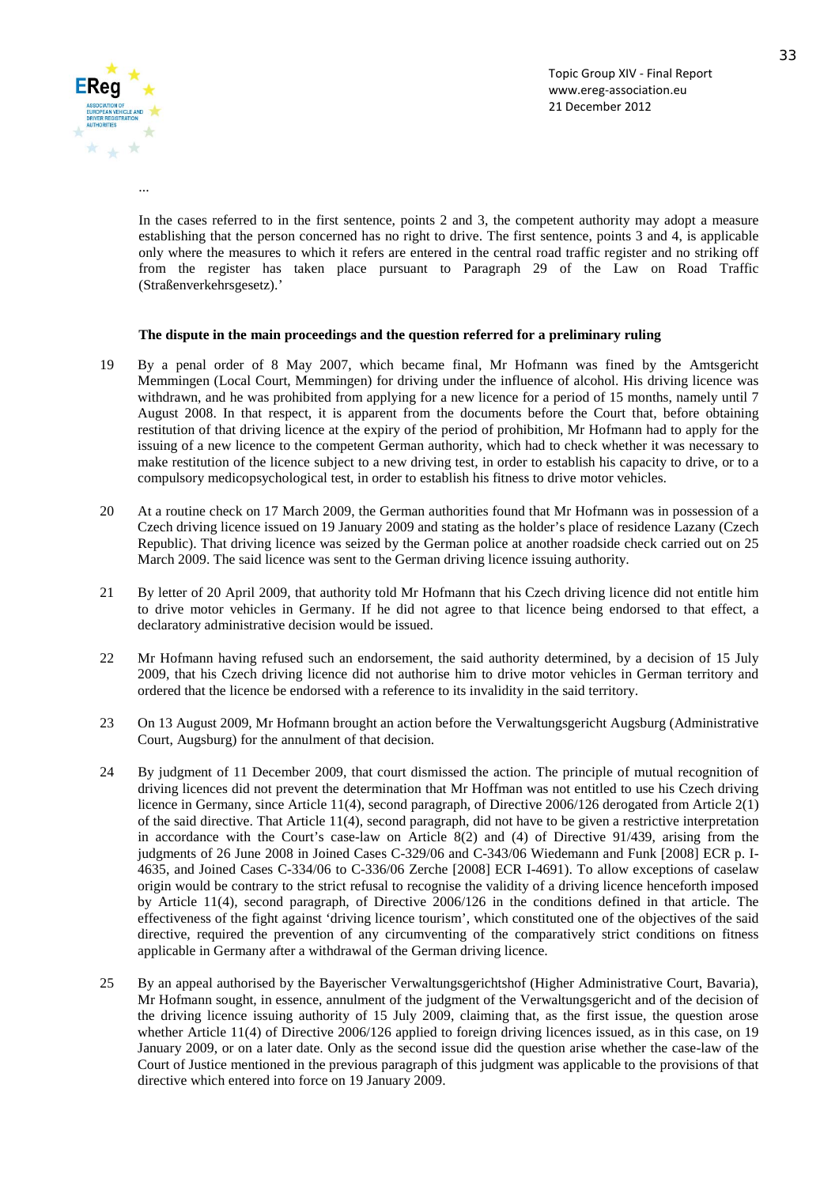...

In the cases referred to in the first sentence, points 2 and 3, the competent authority may adopt a measure establishing that the person concerned has no right to drive. The first sentence, points 3 and 4, is applicable only where the measures to which it refers are entered in the central road traffic register and no striking off from the register has taken place pursuant to Paragraph 29 of the Law on Road Traffic (Straßenverkehrsgesetz).'

**The dispute in the main proceedings and the question referred for a preliminary ruling**

19 By a penal order of 8 May 2007, which became final, Mr Hofmann was fined by the Amtsgericht Memmingen (Local Court, Memmingen) for driving under the influence of alcohol. His driving licence was withdrawn, and he was prohibited from applying for a new licence for a period of 15 months, namely until 7 August 2008. In that respect, it is apparent from the documents before the Court that, before obtaining restitution of that driving licence at the expiry of the period of prohibition, Mr Hofmann had to apply for the issuing of a new licence to the competent German authority, which had to check whether it was necessary to make restitution of the licence subject to a new driving test, in order to establish his capacity to drive, or to a compulsory medicopsychological test, in order to establish his fitness to drive motor vehicles.

20 At a routine check on 17 March 2009, the German authorities found that Mr Hofmann was in possession of a Czech driving licence issued on 19 January 2009 and stating as the holder's place of residence Lazany (Czech Republic). That driving licence was seized by the German police at another roadside check carried out on 25 March 2009. The said licence was sent to the German driving licence issuing authority.

21 By letter of 20 April 2009, that authority told Mr Hofmann that his Czech driving licence did not entitle him to drive motor vehicles in Germany. If he did not agree to that licence being endorsed to that effect, a declaratory administrative decision would be issued.

22 Mr Hofmann having refused such an endorsement, the said authority determined, by a decision of 15 July 2009, that his Czech driving licence did not authorise him to drive motor vehicles in German territory and ordered that the licence be endorsed with a reference to its invalidity in the said territory.

23 On 13 August 2009, Mr Hofmann brought an action before the Verwaltungsgericht Augsburg (Administrative Court, Augsburg) for the annulment of that decision.

24 By judgment of 11 December 2009, that court dismissed the action. The principle of mutual recognition of driving licences did not prevent the determination that Mr Hoffman was not entitled to use his Czech driving licence in Germany, since Article 11(4), second paragraph, of Directive 2006/126 derogated from Article 2(1) of the said directive. That Article 11(4), second paragraph, did not have to be given a restrictive interpretation in accordance with the Court's case-law on Article 8(2) and (4) of Directive 91/439, arising from the judgments of 26 June 2008 in Joined Cases C-329/06 and C-343/06 Wiedemann and Funk [2008] ECR p. I-4635, and Joined Cases C-334/06 to C-336/06 Zerche [2008] ECR I-4691). To allow exceptions of caselaw origin would be contrary to the strict refusal to recognise the validity of a driving licence henceforth imposed by Article 11(4), second paragraph, of Directive 2006/126 in the conditions defined in that article. The effectiveness of the fight against 'driving licence tourism', which constituted one of the objectives of the said directive, required the prevention of any circumventing of the comparatively strict conditions on fitness applicable in Germany after a withdrawal of the German driving licence.

25 By an appeal authorised by the Bayerischer Verwaltungsgerichtshof (Higher Administrative Court, Bavaria), Mr Hofmann sought, in essence, annulment of the judgment of the Verwaltungsgericht and of the decision of the driving licence issuing authority of 15 July 2009, claiming that, as the first issue, the question arose whether Article 11(4) of Directive 2006/126 applied to foreign driving licences issued, as in this case, on 19 January 2009, or on a later date. Only as the second issue did the question arise whether the case-law of the Court of Justice mentioned in the previous paragraph of this judgment was applicable to the provisions of that directive which entered into force on 19 January 2009.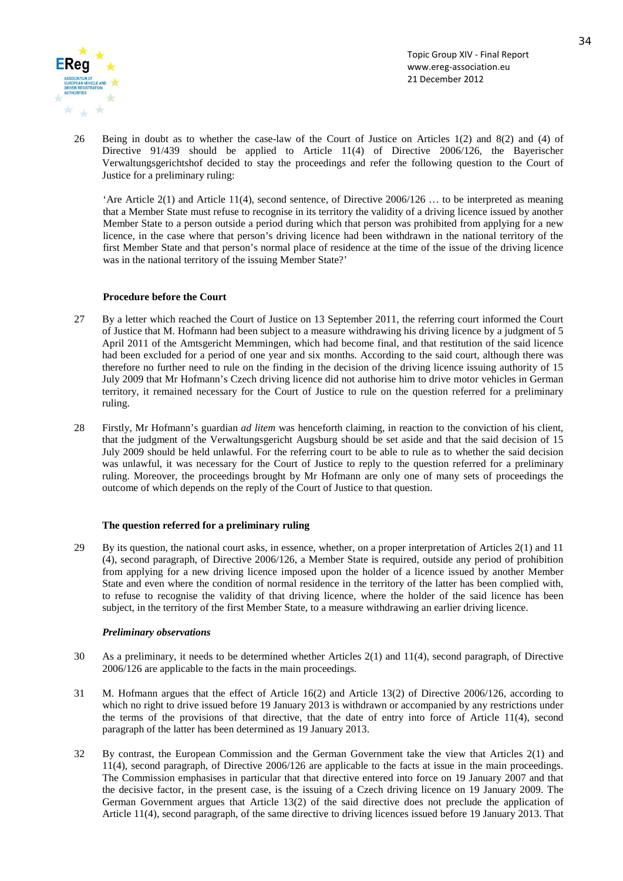26 Being in doubt as to whether the case-law of the Court of Justice on Articles 1(2) and 8(2) and (4) of Directive 91/439 should be applied to Article 11(4) of Directive 2006/126, the Bayerischer Verwaltungsgerichtshof decided to stay the proceedings and refer the following question to the Court of Justice for a preliminary ruling:

'Are Article 2(1) and Article 11(4), second sentence, of Directive 2006/126 … to be interpreted as meaning that a Member State must refuse to recognise in its territory the validity of a driving licence issued by another Member State to a person outside a period during which that person was prohibited from applying for a new licence, in the case where that person's driving licence had been withdrawn in the national territory of the first Member State and that person's normal place of residence at the time of the issue of the driving licence was in the national territory of the issuing Member State?'

**Procedure before the Court**

27 By a letter which reached the Court of Justice on 13 September 2011, the referring court informed the Court of Justice that M. Hofmann had been subject to a measure withdrawing his driving licence by a judgment of 5 April 2011 of the Amtsgericht Memmingen, which had become final, and that restitution of the said licence had been excluded for a period of one year and six months. According to the said court, although there was therefore no further need to rule on the finding in the decision of the driving licence issuing authority of 15 July 2009 that Mr Hofmann's Czech driving licence did not authorise him to drive motor vehicles in German territory, it remained necessary for the Court of Justice to rule on the question referred for a preliminary ruling.

28 Firstly, Mr Hofmann's guardian *ad litem* was henceforth claiming, in reaction to the conviction of his client, that the judgment of the Verwaltungsgericht Augsburg should be set aside and that the said decision of 15 July 2009 should be held unlawful. For the referring court to be able to rule as to whether the said decision was unlawful, it was necessary for the Court of Justice to reply to the question referred for a preliminary ruling. Moreover, the proceedings brought by Mr Hofmann are only one of many sets of proceedings the outcome of which depends on the reply of the Court of Justice to that question.

**The question referred for a preliminary ruling**

29 By its question, the national court asks, in essence, whether, on a proper interpretation of Articles 2(1) and 11 (4), second paragraph, of Directive 2006/126, a Member State is required, outside any period of prohibition from applying for a new driving licence imposed upon the holder of a licence issued by another Member State and even where the condition of normal residence in the territory of the latter has been complied with, to refuse to recognise the validity of that driving licence, where the holder of the said licence has been subject, in the territory of the first Member State, to a measure withdrawing an earlier driving licence.

***Preliminary observations***

30 As a preliminary, it needs to be determined whether Articles 2(1) and 11(4), second paragraph, of Directive 2006/126 are applicable to the facts in the main proceedings.

31 M. Hofmann argues that the effect of Article 16(2) and Article 13(2) of Directive 2006/126, according to which no right to drive issued before 19 January 2013 is withdrawn or accompanied by any restrictions under the terms of the provisions of that directive, that the date of entry into force of Article 11(4), second paragraph of the latter has been determined as 19 January 2013.

32 By contrast, the European Commission and the German Government take the view that Articles 2(1) and 11(4), second paragraph, of Directive 2006/126 are applicable to the facts at issue in the main proceedings. The Commission emphasises in particular that that directive entered into force on 19 January 2007 and that the decisive factor, in the present case, is the issuing of a Czech driving licence on 19 January 2009. The German Government argues that Article 13(2) of the said directive does not preclude the application of Article 11(4), second paragraph, of the same directive to driving licences issued before 19 January 2013. That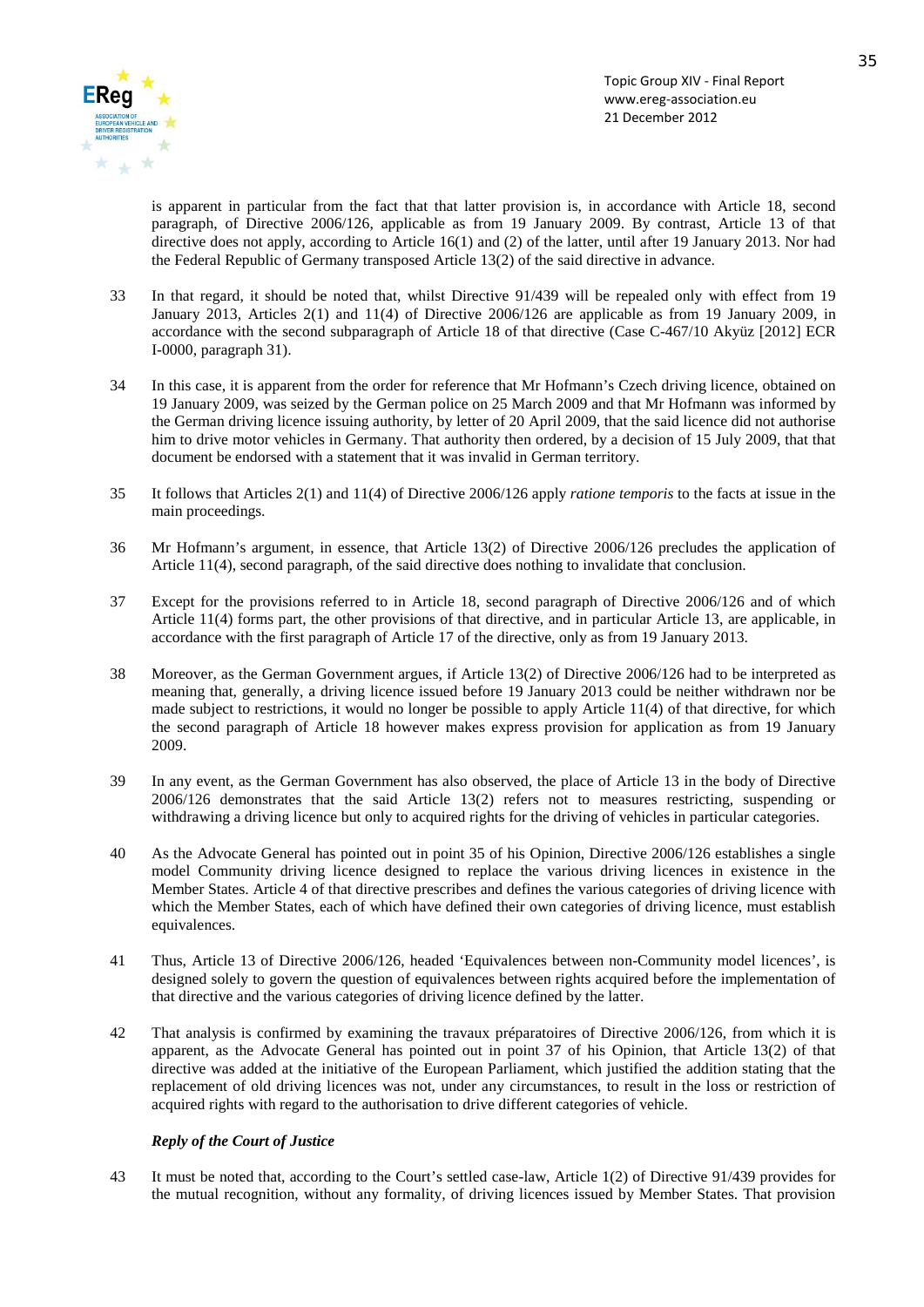is apparent in particular from the fact that that latter provision is, in accordance with Article 18, second paragraph, of Directive 2006/126, applicable as from 19 January 2009. By contrast, Article 13 of that directive does not apply, according to Article 16(1) and (2) of the latter, until after 19 January 2013. Nor had the Federal Republic of Germany transposed Article 13(2) of the said directive in advance.

33 In that regard, it should be noted that, whilst Directive 91/439 will be repealed only with effect from 19 January 2013, Articles 2(1) and 11(4) of Directive 2006/126 are applicable as from 19 January 2009, in accordance with the second subparagraph of Article 18 of that directive (Case C-467/10 Akyüz [2012] ECR I-0000, paragraph 31).

34 In this case, it is apparent from the order for reference that Mr Hofmann's Czech driving licence, obtained on 19 January 2009, was seized by the German police on 25 March 2009 and that Mr Hofmann was informed by the German driving licence issuing authority, by letter of 20 April 2009, that the said licence did not authorise him to drive motor vehicles in Germany. That authority then ordered, by a decision of 15 July 2009, that that document be endorsed with a statement that it was invalid in German territory.

35 It follows that Articles 2(1) and 11(4) of Directive 2006/126 apply *ratione temporis* to the facts at issue in the main proceedings.

36 Mr Hofmann's argument, in essence, that Article 13(2) of Directive 2006/126 precludes the application of Article 11(4), second paragraph, of the said directive does nothing to invalidate that conclusion.

37 Except for the provisions referred to in Article 18, second paragraph of Directive 2006/126 and of which Article 11(4) forms part, the other provisions of that directive, and in particular Article 13, are applicable, in accordance with the first paragraph of Article 17 of the directive, only as from 19 January 2013.

38 Moreover, as the German Government argues, if Article 13(2) of Directive 2006/126 had to be interpreted as meaning that, generally, a driving licence issued before 19 January 2013 could be neither withdrawn nor be made subject to restrictions, it would no longer be possible to apply Article 11(4) of that directive, for which the second paragraph of Article 18 however makes express provision for application as from 19 January 2009.

39 In any event, as the German Government has also observed, the place of Article 13 in the body of Directive 2006/126 demonstrates that the said Article 13(2) refers not to measures restricting, suspending or withdrawing a driving licence but only to acquired rights for the driving of vehicles in particular categories.

40 As the Advocate General has pointed out in point 35 of his Opinion, Directive 2006/126 establishes a single model Community driving licence designed to replace the various driving licences in existence in the Member States. Article 4 of that directive prescribes and defines the various categories of driving licence with which the Member States, each of which have defined their own categories of driving licence, must establish equivalences.

41 Thus, Article 13 of Directive 2006/126, headed 'Equivalences between non-Community model licences', is designed solely to govern the question of equivalences between rights acquired before the implementation of that directive and the various categories of driving licence defined by the latter.

42 That analysis is confirmed by examining the travaux préparatoires of Directive 2006/126, from which it is apparent, as the Advocate General has pointed out in point 37 of his Opinion, that Article 13(2) of that directive was added at the initiative of the European Parliament, which justified the addition stating that the replacement of old driving licences was not, under any circumstances, to result in the loss or restriction of acquired rights with regard to the authorisation to drive different categories of vehicle.

***Reply of the Court of Justice***

43 It must be noted that, according to the Court's settled case-law, Article 1(2) of Directive 91/439 provides for the mutual recognition, without any formality, of driving licences issued by Member States. That provision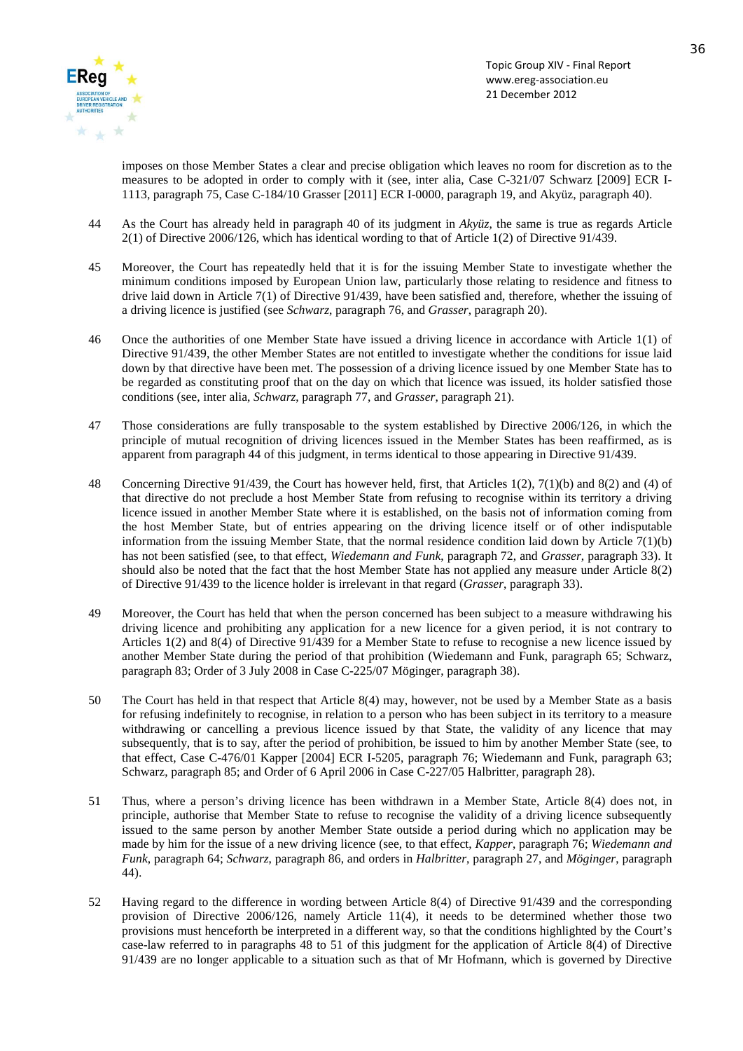imposes on those Member States a clear and precise obligation which leaves no room for discretion as to the measures to be adopted in order to comply with it (see, inter alia, Case C-321/07 Schwarz [2009] ECR I-1113, paragraph 75, Case C-184/10 Grasser [2011] ECR I-0000, paragraph 19, and Akyüz, paragraph 40).

44 As the Court has already held in paragraph 40 of its judgment in *Akyüz*, the same is true as regards Article 2(1) of Directive 2006/126, which has identical wording to that of Article 1(2) of Directive 91/439.

45 Moreover, the Court has repeatedly held that it is for the issuing Member State to investigate whether the minimum conditions imposed by European Union law, particularly those relating to residence and fitness to drive laid down in Article 7(1) of Directive 91/439, have been satisfied and, therefore, whether the issuing of a driving licence is justified (see *Schwarz*, paragraph 76, and *Grasser*, paragraph 20).

46 Once the authorities of one Member State have issued a driving licence in accordance with Article 1(1) of Directive 91/439, the other Member States are not entitled to investigate whether the conditions for issue laid down by that directive have been met. The possession of a driving licence issued by one Member State has to be regarded as constituting proof that on the day on which that licence was issued, its holder satisfied those conditions (see, inter alia, *Schwarz*, paragraph 77, and *Grasser*, paragraph 21).

47 Those considerations are fully transposable to the system established by Directive 2006/126, in which the principle of mutual recognition of driving licences issued in the Member States has been reaffirmed, as is apparent from paragraph 44 of this judgment, in terms identical to those appearing in Directive 91/439.

48 Concerning Directive 91/439, the Court has however held, first, that Articles 1(2), 7(1)(b) and 8(2) and (4) of that directive do not preclude a host Member State from refusing to recognise within its territory a driving licence issued in another Member State where it is established, on the basis not of information coming from the host Member State, but of entries appearing on the driving licence itself or of other indisputable information from the issuing Member State, that the normal residence condition laid down by Article 7(1)(b) has not been satisfied (see, to that effect, *Wiedemann and Funk*, paragraph 72, and *Grasser*, paragraph 33). It should also be noted that the fact that the host Member State has not applied any measure under Article 8(2) of Directive 91/439 to the licence holder is irrelevant in that regard (*Grasser*, paragraph 33).

49 Moreover, the Court has held that when the person concerned has been subject to a measure withdrawing his driving licence and prohibiting any application for a new licence for a given period, it is not contrary to Articles 1(2) and 8(4) of Directive 91/439 for a Member State to refuse to recognise a new licence issued by another Member State during the period of that prohibition (Wiedemann and Funk, paragraph 65; Schwarz, paragraph 83; Order of 3 July 2008 in Case C-225/07 Möginger, paragraph 38).

50 The Court has held in that respect that Article 8(4) may, however, not be used by a Member State as a basis for refusing indefinitely to recognise, in relation to a person who has been subject in its territory to a measure withdrawing or cancelling a previous licence issued by that State, the validity of any licence that may subsequently, that is to say, after the period of prohibition, be issued to him by another Member State (see, to that effect, Case C-476/01 Kapper [2004] ECR I-5205, paragraph 76; Wiedemann and Funk, paragraph 63; Schwarz, paragraph 85; and Order of 6 April 2006 in Case C-227/05 Halbritter, paragraph 28).

51 Thus, where a person's driving licence has been withdrawn in a Member State, Article 8(4) does not, in principle, authorise that Member State to refuse to recognise the validity of a driving licence subsequently issued to the same person by another Member State outside a period during which no application may be made by him for the issue of a new driving licence (see, to that effect, *Kapper*, paragraph 76; *Wiedemann and Funk*, paragraph 64; *Schwarz*, paragraph 86, and orders in *Halbritter*, paragraph 27, and *Möginger*, paragraph 44).

52 Having regard to the difference in wording between Article 8(4) of Directive 91/439 and the corresponding provision of Directive 2006/126, namely Article 11(4), it needs to be determined whether those two provisions must henceforth be interpreted in a different way, so that the conditions highlighted by the Court's case-law referred to in paragraphs 48 to 51 of this judgment for the application of Article 8(4) of Directive 91/439 are no longer applicable to a situation such as that of Mr Hofmann, which is governed by Directive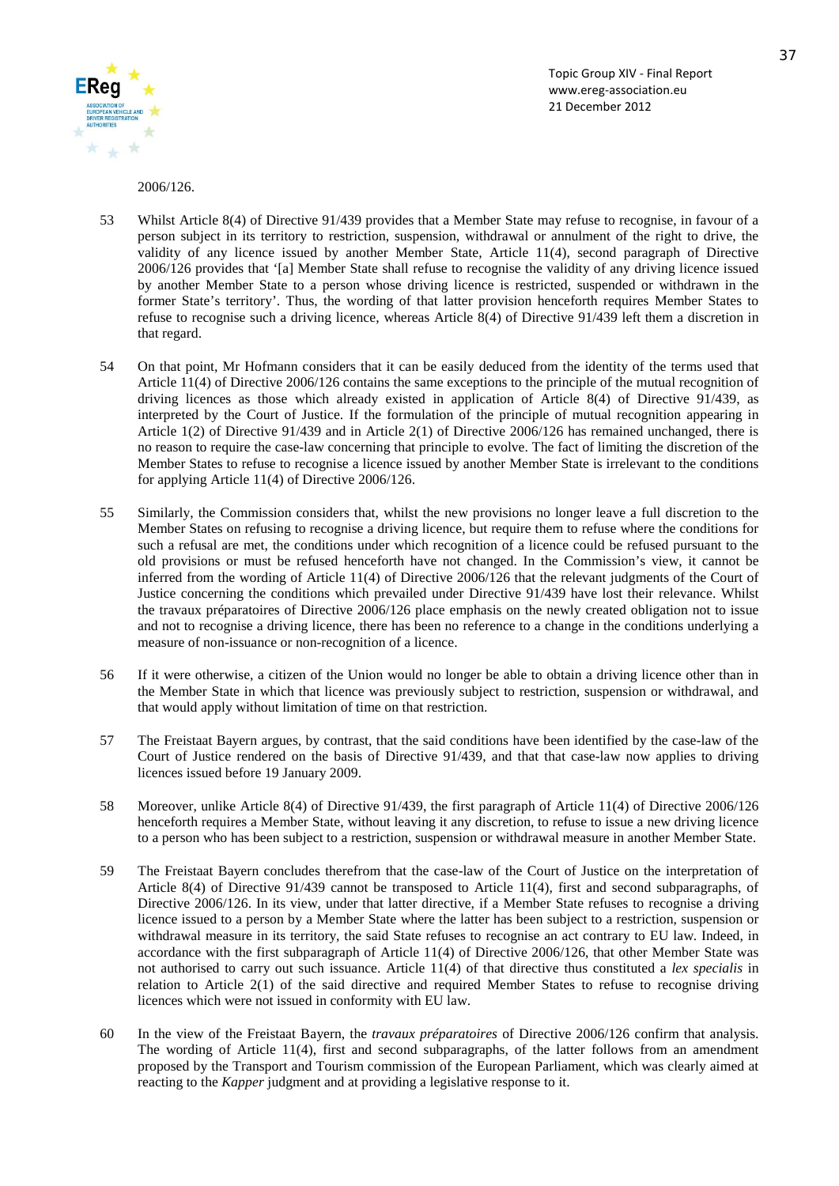2006/126.

53 Whilst Article 8(4) of Directive 91/439 provides that a Member State may refuse to recognise, in favour of a person subject in its territory to restriction, suspension, withdrawal or annulment of the right to drive, the validity of any licence issued by another Member State, Article 11(4), second paragraph of Directive 2006/126 provides that '[a] Member State shall refuse to recognise the validity of any driving licence issued by another Member State to a person whose driving licence is restricted, suspended or withdrawn in the former State's territory'. Thus, the wording of that latter provision henceforth requires Member States to refuse to recognise such a driving licence, whereas Article 8(4) of Directive 91/439 left them a discretion in that regard.

54 On that point, Mr Hofmann considers that it can be easily deduced from the identity of the terms used that Article 11(4) of Directive 2006/126 contains the same exceptions to the principle of the mutual recognition of driving licences as those which already existed in application of Article 8(4) of Directive 91/439, as interpreted by the Court of Justice. If the formulation of the principle of mutual recognition appearing in Article 1(2) of Directive 91/439 and in Article 2(1) of Directive 2006/126 has remained unchanged, there is no reason to require the case-law concerning that principle to evolve. The fact of limiting the discretion of the Member States to refuse to recognise a licence issued by another Member State is irrelevant to the conditions for applying Article 11(4) of Directive 2006/126.

55 Similarly, the Commission considers that, whilst the new provisions no longer leave a full discretion to the Member States on refusing to recognise a driving licence, but require them to refuse where the conditions for such a refusal are met, the conditions under which recognition of a licence could be refused pursuant to the old provisions or must be refused henceforth have not changed. In the Commission's view, it cannot be inferred from the wording of Article 11(4) of Directive 2006/126 that the relevant judgments of the Court of Justice concerning the conditions which prevailed under Directive 91/439 have lost their relevance. Whilst the travaux préparatoires of Directive 2006/126 place emphasis on the newly created obligation not to issue and not to recognise a driving licence, there has been no reference to a change in the conditions underlying a measure of non-issuance or non-recognition of a licence.

56 If it were otherwise, a citizen of the Union would no longer be able to obtain a driving licence other than in the Member State in which that licence was previously subject to restriction, suspension or withdrawal, and that would apply without limitation of time on that restriction.

57 The Freistaat Bayern argues, by contrast, that the said conditions have been identified by the case-law of the Court of Justice rendered on the basis of Directive 91/439, and that that case-law now applies to driving licences issued before 19 January 2009.

58 Moreover, unlike Article 8(4) of Directive 91/439, the first paragraph of Article 11(4) of Directive 2006/126 henceforth requires a Member State, without leaving it any discretion, to refuse to issue a new driving licence to a person who has been subject to a restriction, suspension or withdrawal measure in another Member State.

59 The Freistaat Bayern concludes therefrom that the case-law of the Court of Justice on the interpretation of Article 8(4) of Directive 91/439 cannot be transposed to Article 11(4), first and second subparagraphs, of Directive 2006/126. In its view, under that latter directive, if a Member State refuses to recognise a driving licence issued to a person by a Member State where the latter has been subject to a restriction, suspension or withdrawal measure in its territory, the said State refuses to recognise an act contrary to EU law. Indeed, in accordance with the first subparagraph of Article 11(4) of Directive 2006/126, that other Member State was not authorised to carry out such issuance. Article 11(4) of that directive thus constituted a *lex specialis* in relation to Article 2(1) of the said directive and required Member States to refuse to recognise driving licences which were not issued in conformity with EU law.

60 In the view of the Freistaat Bayern, the *travaux préparatoires* of Directive 2006/126 confirm that analysis. The wording of Article 11(4), first and second subparagraphs, of the latter follows from an amendment proposed by the Transport and Tourism commission of the European Parliament, which was clearly aimed at reacting to the *Kapper* judgment and at providing a legislative response to it.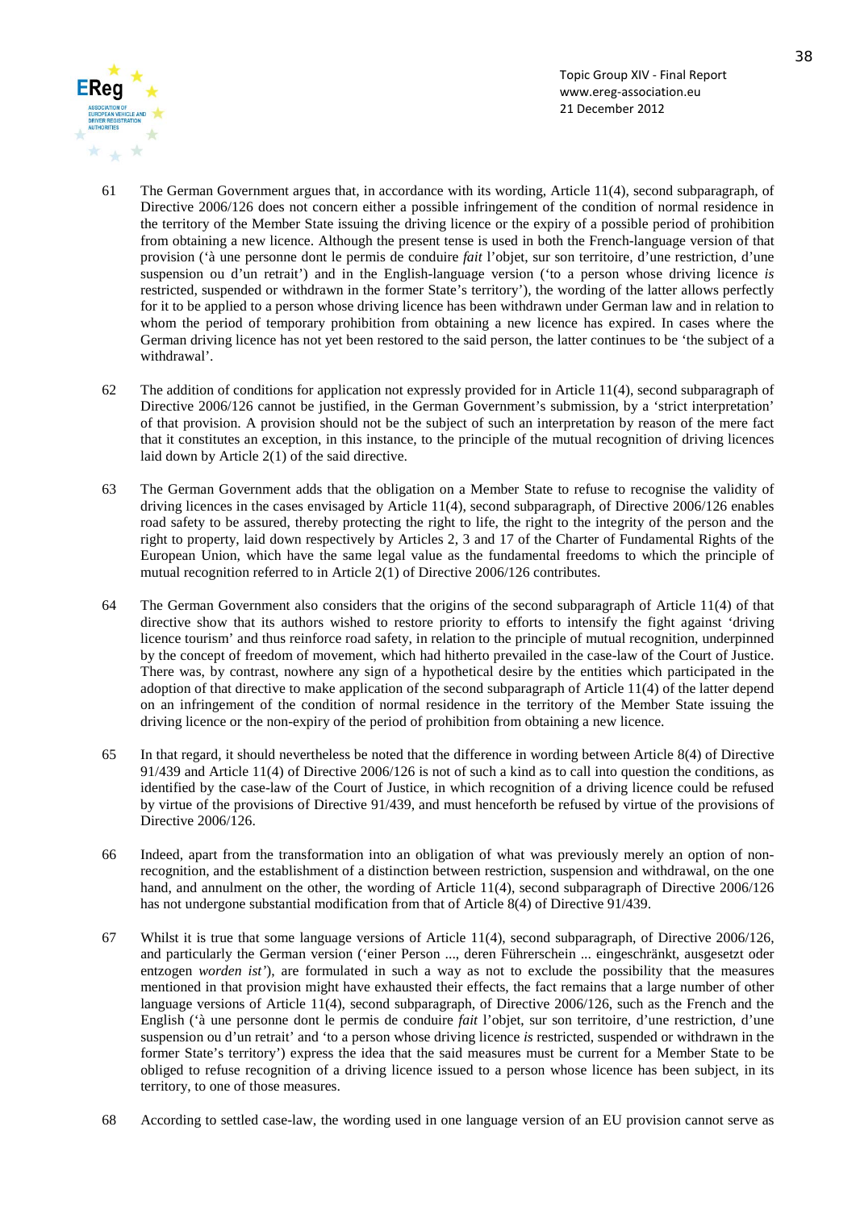61 The German Government argues that, in accordance with its wording, Article 11(4), second subparagraph, of Directive 2006/126 does not concern either a possible infringement of the condition of normal residence in the territory of the Member State issuing the driving licence or the expiry of a possible period of prohibition from obtaining a new licence. Although the present tense is used in both the French-language version of that provision ('à une personne dont le permis de conduire *fait* l'objet, sur son territoire, d'une restriction, d'une suspension ou d'un retrait') and in the English-language version ('to a person whose driving licence *is* restricted, suspended or withdrawn in the former State's territory'), the wording of the latter allows perfectly for it to be applied to a person whose driving licence has been withdrawn under German law and in relation to whom the period of temporary prohibition from obtaining a new licence has expired. In cases where the German driving licence has not yet been restored to the said person, the latter continues to be 'the subject of a withdrawal'.

62 The addition of conditions for application not expressly provided for in Article 11(4), second subparagraph of Directive 2006/126 cannot be justified, in the German Government's submission, by a 'strict interpretation' of that provision. A provision should not be the subject of such an interpretation by reason of the mere fact that it constitutes an exception, in this instance, to the principle of the mutual recognition of driving licences laid down by Article 2(1) of the said directive.

63 The German Government adds that the obligation on a Member State to refuse to recognise the validity of driving licences in the cases envisaged by Article 11(4), second subparagraph, of Directive 2006/126 enables road safety to be assured, thereby protecting the right to life, the right to the integrity of the person and the right to property, laid down respectively by Articles 2, 3 and 17 of the Charter of Fundamental Rights of the European Union, which have the same legal value as the fundamental freedoms to which the principle of mutual recognition referred to in Article 2(1) of Directive 2006/126 contributes.

64 The German Government also considers that the origins of the second subparagraph of Article 11(4) of that directive show that its authors wished to restore priority to efforts to intensify the fight against 'driving licence tourism' and thus reinforce road safety, in relation to the principle of mutual recognition, underpinned by the concept of freedom of movement, which had hitherto prevailed in the case-law of the Court of Justice. There was, by contrast, nowhere any sign of a hypothetical desire by the entities which participated in the adoption of that directive to make application of the second subparagraph of Article 11(4) of the latter depend on an infringement of the condition of normal residence in the territory of the Member State issuing the driving licence or the non-expiry of the period of prohibition from obtaining a new licence.

65 In that regard, it should nevertheless be noted that the difference in wording between Article 8(4) of Directive 91/439 and Article 11(4) of Directive 2006/126 is not of such a kind as to call into question the conditions, as identified by the case-law of the Court of Justice, in which recognition of a driving licence could be refused by virtue of the provisions of Directive 91/439, and must henceforth be refused by virtue of the provisions of Directive 2006/126.

66 Indeed, apart from the transformation into an obligation of what was previously merely an option of non-recognition, and the establishment of a distinction between restriction, suspension and withdrawal, on the one hand, and annulment on the other, the wording of Article 11(4), second subparagraph of Directive 2006/126 has not undergone substantial modification from that of Article 8(4) of Directive 91/439.

67 Whilst it is true that some language versions of Article 11(4), second subparagraph, of Directive 2006/126, and particularly the German version ('einer Person ..., deren Führerschein ... eingeschränkt, ausgesetzt oder entzogen *worden ist*'), are formulated in such a way as not to exclude the possibility that the measures mentioned in that provision might have exhausted their effects, the fact remains that a large number of other language versions of Article 11(4), second subparagraph, of Directive 2006/126, such as the French and the English ('à une personne dont le permis de conduire *fait* l'objet, sur son territoire, d'une restriction, d'une suspension ou d'un retrait' and 'to a person whose driving licence *is* restricted, suspended or withdrawn in the former State's territory') express the idea that the said measures must be current for a Member State to be obliged to refuse recognition of a driving licence issued to a person whose licence has been subject, in its territory, to one of those measures.

68 According to settled case-law, the wording used in one language version of an EU provision cannot serve as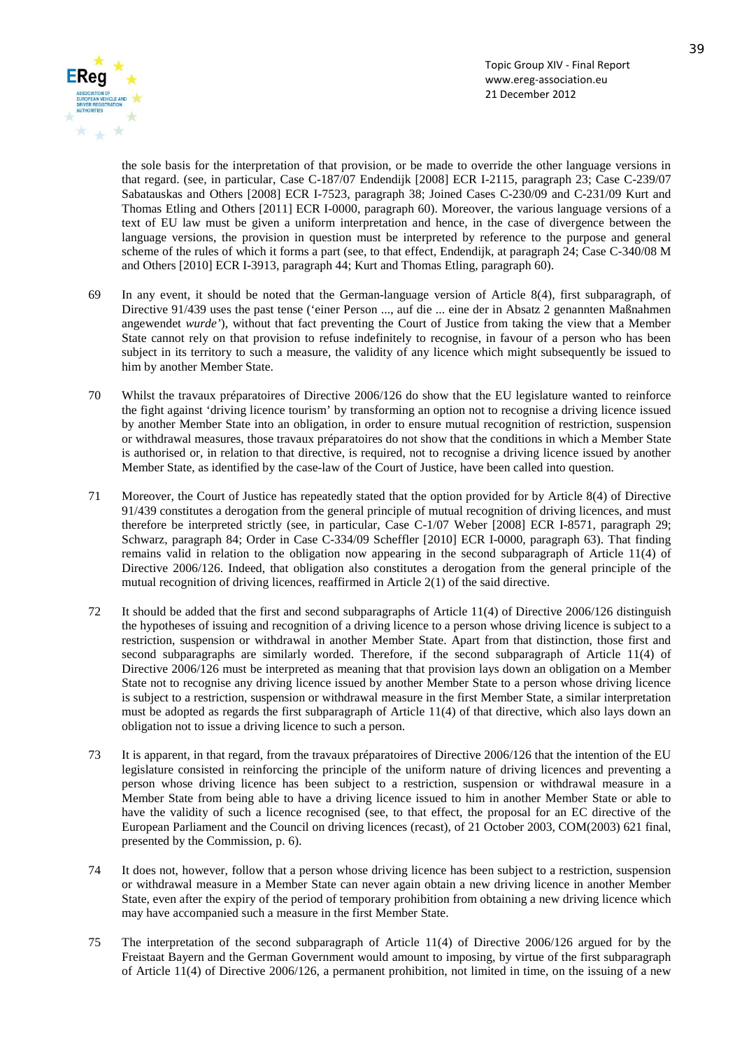the sole basis for the interpretation of that provision, or be made to override the other language versions in that regard. (see, in particular, Case C-187/07 Endendijk [2008] ECR I-2115, paragraph 23; Case C-239/07 Sabatauskas and Others [2008] ECR I-7523, paragraph 38; Joined Cases C-230/09 and C-231/09 Kurt and Thomas Etling and Others [2011] ECR I-0000, paragraph 60). Moreover, the various language versions of a text of EU law must be given a uniform interpretation and hence, in the case of divergence between the language versions, the provision in question must be interpreted by reference to the purpose and general scheme of the rules of which it forms a part (see, to that effect, Endendijk, at paragraph 24; Case C-340/08 M and Others [2010] ECR I-3913, paragraph 44; Kurt and Thomas Etling, paragraph 60).

69 In any event, it should be noted that the German-language version of Article 8(4), first subparagraph, of Directive 91/439 uses the past tense ('einer Person ..., auf die ... eine der in Absatz 2 genannten Maßnahmen angewendet *wurde*'), without that fact preventing the Court of Justice from taking the view that a Member State cannot rely on that provision to refuse indefinitely to recognise, in favour of a person who has been subject in its territory to such a measure, the validity of any licence which might subsequently be issued to him by another Member State.

70 Whilst the travaux préparatoires of Directive 2006/126 do show that the EU legislature wanted to reinforce the fight against 'driving licence tourism' by transforming an option not to recognise a driving licence issued by another Member State into an obligation, in order to ensure mutual recognition of restriction, suspension or withdrawal measures, those travaux préparatoires do not show that the conditions in which a Member State is authorised or, in relation to that directive, is required, not to recognise a driving licence issued by another Member State, as identified by the case-law of the Court of Justice, have been called into question.

71 Moreover, the Court of Justice has repeatedly stated that the option provided for by Article 8(4) of Directive 91/439 constitutes a derogation from the general principle of mutual recognition of driving licences, and must therefore be interpreted strictly (see, in particular, Case C-1/07 Weber [2008] ECR I-8571, paragraph 29; Schwarz, paragraph 84; Order in Case C-334/09 Scheffler [2010] ECR I-0000, paragraph 63). That finding remains valid in relation to the obligation now appearing in the second subparagraph of Article 11(4) of Directive 2006/126. Indeed, that obligation also constitutes a derogation from the general principle of the mutual recognition of driving licences, reaffirmed in Article 2(1) of the said directive.

72 It should be added that the first and second subparagraphs of Article 11(4) of Directive 2006/126 distinguish the hypotheses of issuing and recognition of a driving licence to a person whose driving licence is subject to a restriction, suspension or withdrawal in another Member State. Apart from that distinction, those first and second subparagraphs are similarly worded. Therefore, if the second subparagraph of Article 11(4) of Directive 2006/126 must be interpreted as meaning that that provision lays down an obligation on a Member State not to recognise any driving licence issued by another Member State to a person whose driving licence is subject to a restriction, suspension or withdrawal measure in the first Member State, a similar interpretation must be adopted as regards the first subparagraph of Article 11(4) of that directive, which also lays down an obligation not to issue a driving licence to such a person.

73 It is apparent, in that regard, from the travaux préparatoires of Directive 2006/126 that the intention of the EU legislature consisted in reinforcing the principle of the uniform nature of driving licences and preventing a person whose driving licence has been subject to a restriction, suspension or withdrawal measure in a Member State from being able to have a driving licence issued to him in another Member State or able to have the validity of such a licence recognised (see, to that effect, the proposal for an EC directive of the European Parliament and the Council on driving licences (recast), of 21 October 2003, COM(2003) 621 final, presented by the Commission, p. 6).

74 It does not, however, follow that a person whose driving licence has been subject to a restriction, suspension or withdrawal measure in a Member State can never again obtain a new driving licence in another Member State, even after the expiry of the period of temporary prohibition from obtaining a new driving licence which may have accompanied such a measure in the first Member State.

75 The interpretation of the second subparagraph of Article 11(4) of Directive 2006/126 argued for by the Freistaat Bayern and the German Government would amount to imposing, by virtue of the first subparagraph of Article 11(4) of Directive 2006/126, a permanent prohibition, not limited in time, on the issuing of a new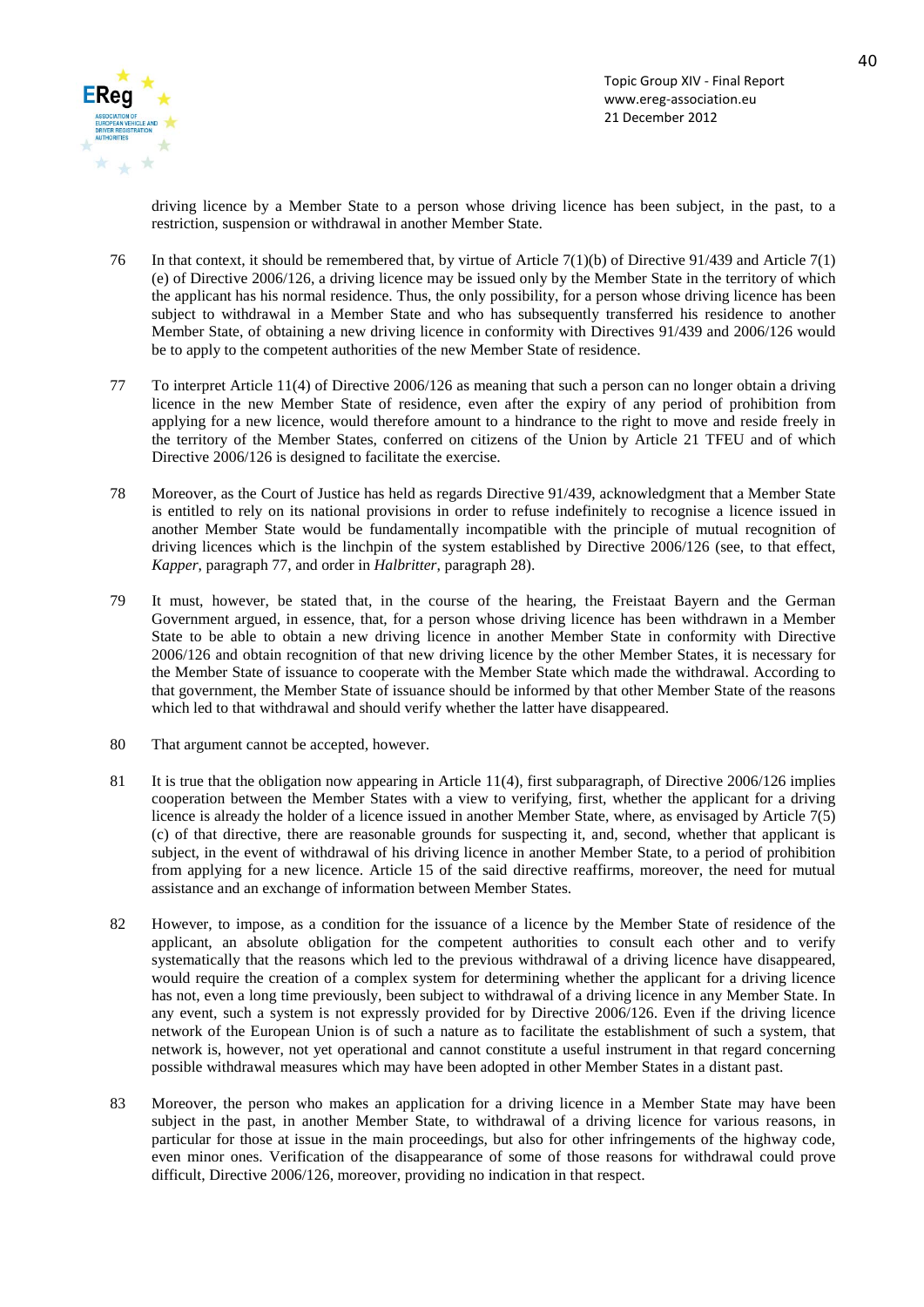driving licence by a Member State to a person whose driving licence has been subject, in the past, to a restriction, suspension or withdrawal in another Member State.

76 In that context, it should be remembered that, by virtue of Article 7(1)(b) of Directive 91/439 and Article 7(1)(e) of Directive 2006/126, a driving licence may be issued only by the Member State in the territory of which the applicant has his normal residence. Thus, the only possibility, for a person whose driving licence has been subject to withdrawal in a Member State and who has subsequently transferred his residence to another Member State, of obtaining a new driving licence in conformity with Directives 91/439 and 2006/126 would be to apply to the competent authorities of the new Member State of residence.

77 To interpret Article 11(4) of Directive 2006/126 as meaning that such a person can no longer obtain a driving licence in the new Member State of residence, even after the expiry of any period of prohibition from applying for a new licence, would therefore amount to a hindrance to the right to move and reside freely in the territory of the Member States, conferred on citizens of the Union by Article 21 TFEU and of which Directive 2006/126 is designed to facilitate the exercise.

78 Moreover, as the Court of Justice has held as regards Directive 91/439, acknowledgment that a Member State is entitled to rely on its national provisions in order to refuse indefinitely to recognise a licence issued in another Member State would be fundamentally incompatible with the principle of mutual recognition of driving licences which is the linchpin of the system established by Directive 2006/126 (see, to that effect, *Kapper*, paragraph 77, and order in *Halbritter*, paragraph 28).

79 It must, however, be stated that, in the course of the hearing, the Freistaat Bayern and the German Government argued, in essence, that, for a person whose driving licence has been withdrawn in a Member State to be able to obtain a new driving licence in another Member State in conformity with Directive 2006/126 and obtain recognition of that new driving licence by the other Member States, it is necessary for the Member State of issuance to cooperate with the Member State which made the withdrawal. According to that government, the Member State of issuance should be informed by that other Member State of the reasons which led to that withdrawal and should verify whether the latter have disappeared.

80 That argument cannot be accepted, however.

81 It is true that the obligation now appearing in Article 11(4), first subparagraph, of Directive 2006/126 implies cooperation between the Member States with a view to verifying, first, whether the applicant for a driving licence is already the holder of a licence issued in another Member State, where, as envisaged by Article 7(5)(c) of that directive, there are reasonable grounds for suspecting it, and, second, whether that applicant is subject, in the event of withdrawal of his driving licence in another Member State, to a period of prohibition from applying for a new licence. Article 15 of the said directive reaffirms, moreover, the need for mutual assistance and an exchange of information between Member States.

82 However, to impose, as a condition for the issuance of a licence by the Member State of residence of the applicant, an absolute obligation for the competent authorities to consult each other and to verify systematically that the reasons which led to the previous withdrawal of a driving licence have disappeared, would require the creation of a complex system for determining whether the applicant for a driving licence has not, even a long time previously, been subject to withdrawal of a driving licence in any Member State. In any event, such a system is not expressly provided for by Directive 2006/126. Even if the driving licence network of the European Union is of such a nature as to facilitate the establishment of such a system, that network is, however, not yet operational and cannot constitute a useful instrument in that regard concerning possible withdrawal measures which may have been adopted in other Member States in a distant past.

83 Moreover, the person who makes an application for a driving licence in a Member State may have been subject in the past, in another Member State, to withdrawal of a driving licence for various reasons, in particular for those at issue in the main proceedings, but also for other infringements of the highway code, even minor ones. Verification of the disappearance of some of those reasons for withdrawal could prove difficult, Directive 2006/126, moreover, providing no indication in that respect.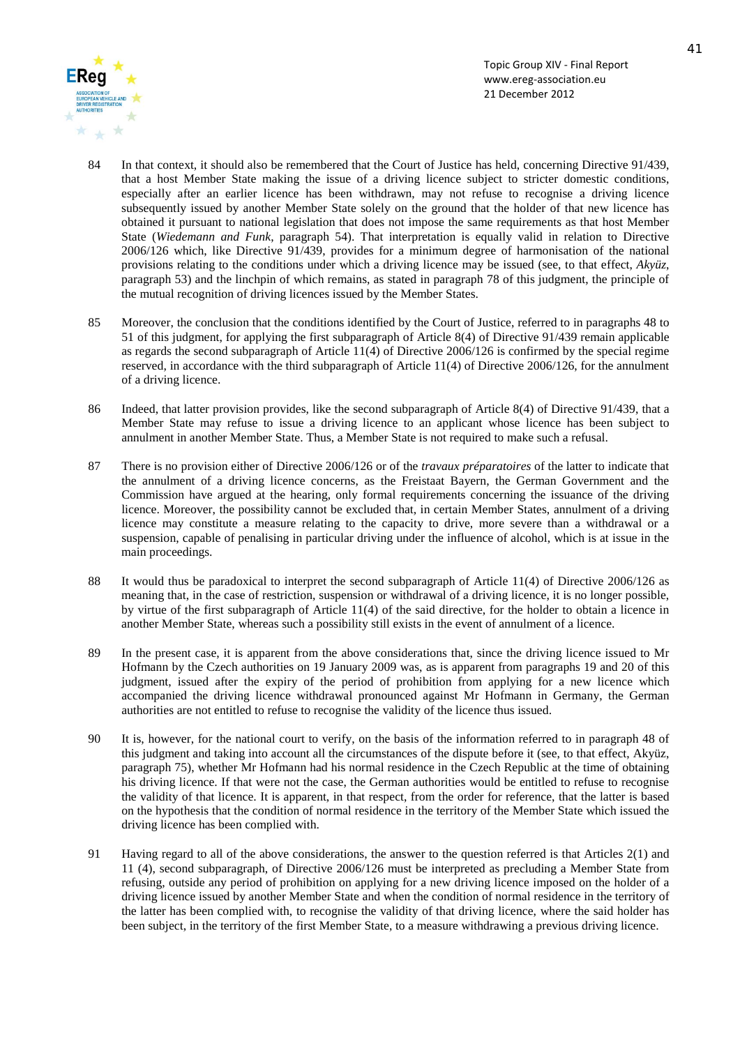84 In that context, it should also be remembered that the Court of Justice has held, concerning Directive 91/439, that a host Member State making the issue of a driving licence subject to stricter domestic conditions, especially after an earlier licence has been withdrawn, may not refuse to recognise a driving licence subsequently issued by another Member State solely on the ground that the holder of that new licence has obtained it pursuant to national legislation that does not impose the same requirements as that host Member State (*Wiedemann and Funk*, paragraph 54). That interpretation is equally valid in relation to Directive 2006/126 which, like Directive 91/439, provides for a minimum degree of harmonisation of the national provisions relating to the conditions under which a driving licence may be issued (see, to that effect, *Akyüz*, paragraph 53) and the linchpin of which remains, as stated in paragraph 78 of this judgment, the principle of the mutual recognition of driving licences issued by the Member States.

85 Moreover, the conclusion that the conditions identified by the Court of Justice, referred to in paragraphs 48 to 51 of this judgment, for applying the first subparagraph of Article 8(4) of Directive 91/439 remain applicable as regards the second subparagraph of Article 11(4) of Directive 2006/126 is confirmed by the special regime reserved, in accordance with the third subparagraph of Article 11(4) of Directive 2006/126, for the annulment of a driving licence.

86 Indeed, that latter provision provides, like the second subparagraph of Article 8(4) of Directive 91/439, that a Member State may refuse to issue a driving licence to an applicant whose licence has been subject to annulment in another Member State. Thus, a Member State is not required to make such a refusal.

87 There is no provision either of Directive 2006/126 or of the *travaux préparatoires* of the latter to indicate that the annulment of a driving licence concerns, as the Freistaat Bayern, the German Government and the Commission have argued at the hearing, only formal requirements concerning the issuance of the driving licence. Moreover, the possibility cannot be excluded that, in certain Member States, annulment of a driving licence may constitute a measure relating to the capacity to drive, more severe than a withdrawal or a suspension, capable of penalising in particular driving under the influence of alcohol, which is at issue in the main proceedings.

88 It would thus be paradoxical to interpret the second subparagraph of Article 11(4) of Directive 2006/126 as meaning that, in the case of restriction, suspension or withdrawal of a driving licence, it is no longer possible, by virtue of the first subparagraph of Article 11(4) of the said directive, for the holder to obtain a licence in another Member State, whereas such a possibility still exists in the event of annulment of a licence.

89 In the present case, it is apparent from the above considerations that, since the driving licence issued to Mr Hofmann by the Czech authorities on 19 January 2009 was, as is apparent from paragraphs 19 and 20 of this judgment, issued after the expiry of the period of prohibition from applying for a new licence which accompanied the driving licence withdrawal pronounced against Mr Hofmann in Germany, the German authorities are not entitled to refuse to recognise the validity of the licence thus issued.

90 It is, however, for the national court to verify, on the basis of the information referred to in paragraph 48 of this judgment and taking into account all the circumstances of the dispute before it (see, to that effect, Akyüz, paragraph 75), whether Mr Hofmann had his normal residence in the Czech Republic at the time of obtaining his driving licence. If that were not the case, the German authorities would be entitled to refuse to recognise the validity of that licence. It is apparent, in that respect, from the order for reference, that the latter is based on the hypothesis that the condition of normal residence in the territory of the Member State which issued the driving licence has been complied with.

91 Having regard to all of the above considerations, the answer to the question referred is that Articles 2(1) and 11 (4), second subparagraph, of Directive 2006/126 must be interpreted as precluding a Member State from refusing, outside any period of prohibition on applying for a new driving licence imposed on the holder of a driving licence issued by another Member State and when the condition of normal residence in the territory of the latter has been complied with, to recognise the validity of that driving licence, where the said holder has been subject, in the territory of the first Member State, to a measure withdrawing a previous driving licence.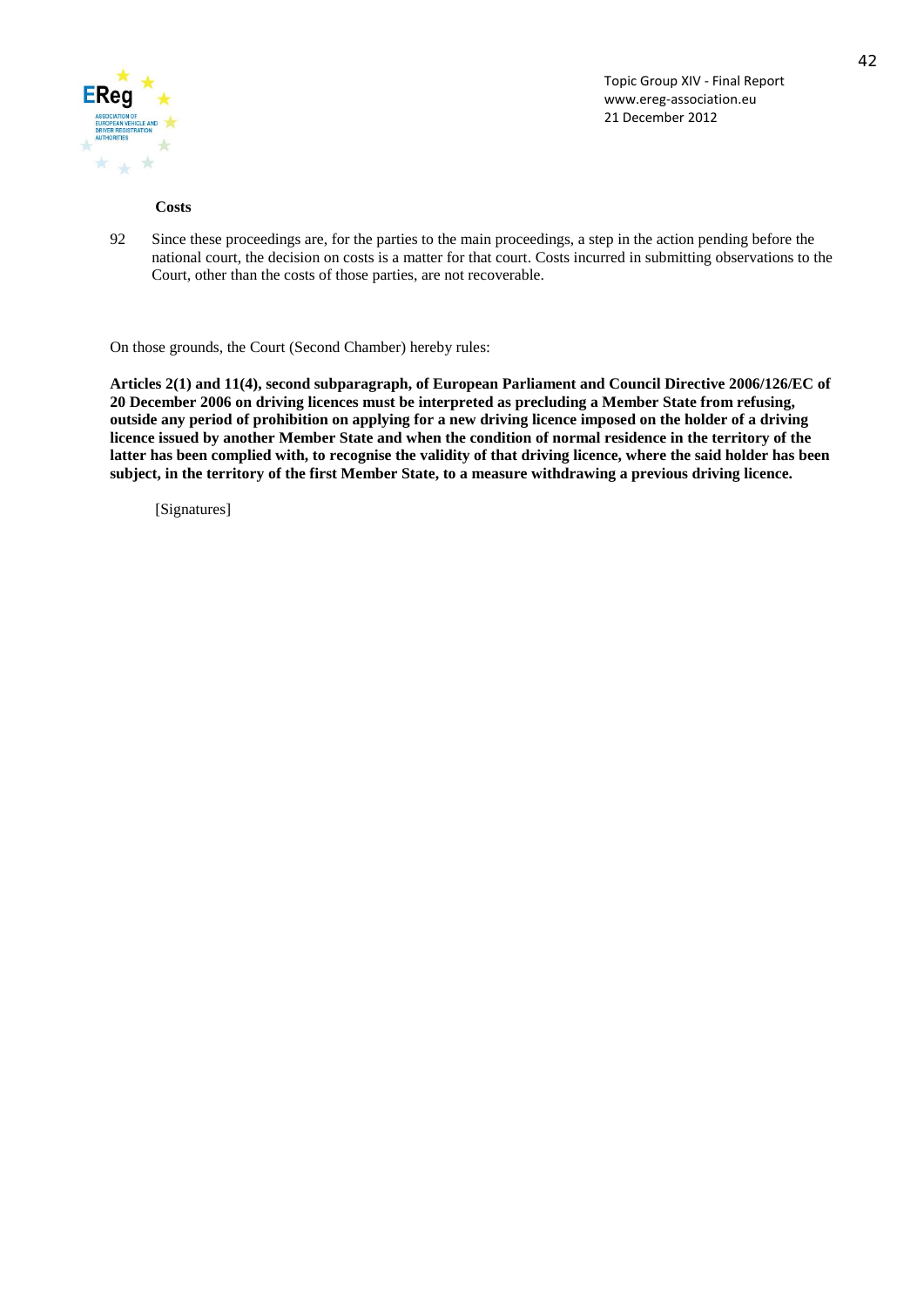**Costs**

92 Since these proceedings are, for the parties to the main proceedings, a step in the action pending before the national court, the decision on costs is a matter for that court. Costs incurred in submitting observations to the Court, other than the costs of those parties, are not recoverable.

On those grounds, the Court (Second Chamber) hereby rules:

**Articles 2(1) and 11(4), second subparagraph, of European Parliament and Council Directive 2006/126/EC of 20 December 2006 on driving licences must be interpreted as precluding a Member State from refusing, outside any period of prohibition on applying for a new driving licence imposed on the holder of a driving licence issued by another Member State and when the condition of normal residence in the territory of the latter has been complied with, to recognise the validity of that driving licence, where the said holder has been subject, in the territory of the first Member State, to a measure withdrawing a previous driving licence.**

[Signatures]